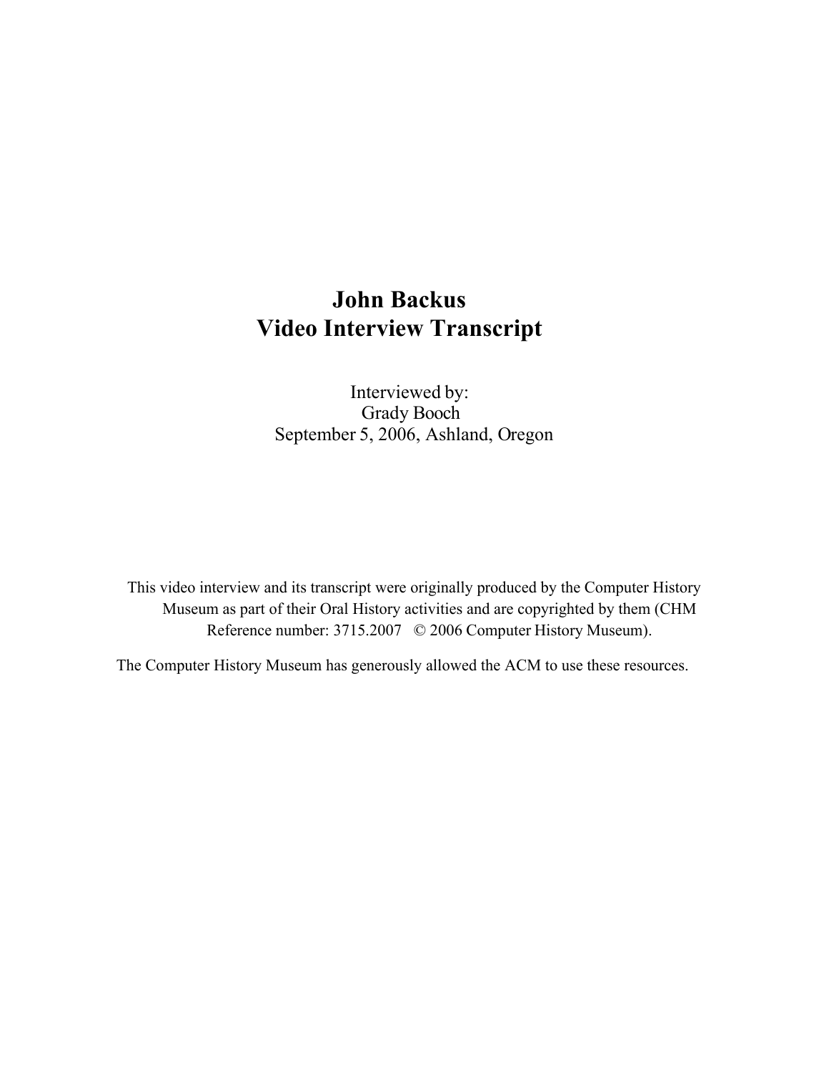# John Backus
# Video Interview Transcript

Interviewed by:
Grady Booch
September 5, 2006, Ashland, Oregon

This video interview and its transcript were originally produced by the Computer History Museum as part of their Oral History activities and are copyrighted by them (CHM Reference number: 3715.2007 © 2006 Computer History Museum).

The Computer History Museum has generously allowed the ACM to use these resources.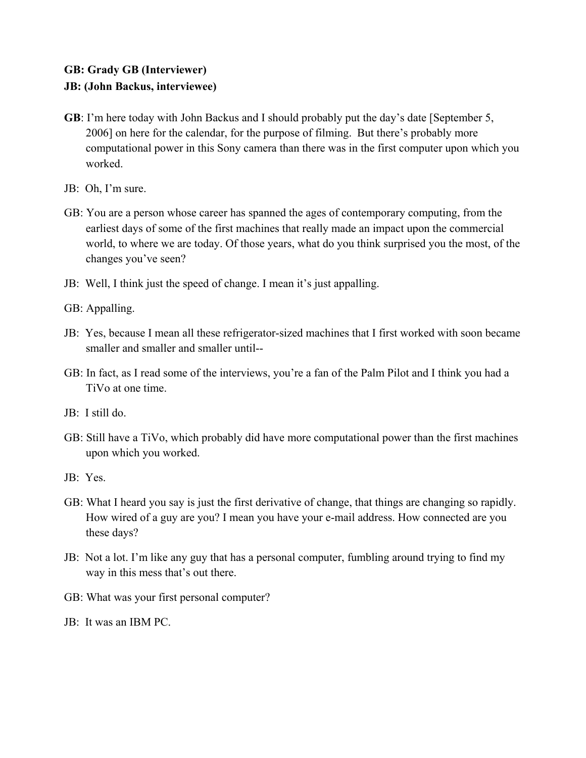**GB: Grady GB (Interviewer)**
**JB: (John Backus, interviewee)**

**GB**: I'm here today with John Backus and I should probably put the day's date [September 5, 2006] on here for the calendar, for the purpose of filming. But there's probably more computational power in this Sony camera than there was in the first computer upon which you worked.

JB: Oh, I'm sure.

GB: You are a person whose career has spanned the ages of contemporary computing, from the earliest days of some of the first machines that really made an impact upon the commercial world, to where we are today. Of those years, what do you think surprised you the most, of the changes you've seen?

JB: Well, I think just the speed of change. I mean it's just appalling.

GB: Appalling.

JB: Yes, because I mean all these refrigerator-sized machines that I first worked with soon became smaller and smaller and smaller until--

GB: In fact, as I read some of the interviews, you're a fan of the Palm Pilot and I think you had a TiVo at one time.

JB: I still do.

GB: Still have a TiVo, which probably did have more computational power than the first machines upon which you worked.

JB: Yes.

GB: What I heard you say is just the first derivative of change, that things are changing so rapidly. How wired of a guy are you? I mean you have your e-mail address. How connected are you these days?

JB: Not a lot. I'm like any guy that has a personal computer, fumbling around trying to find my way in this mess that's out there.

GB: What was your first personal computer?

JB: It was an IBM PC.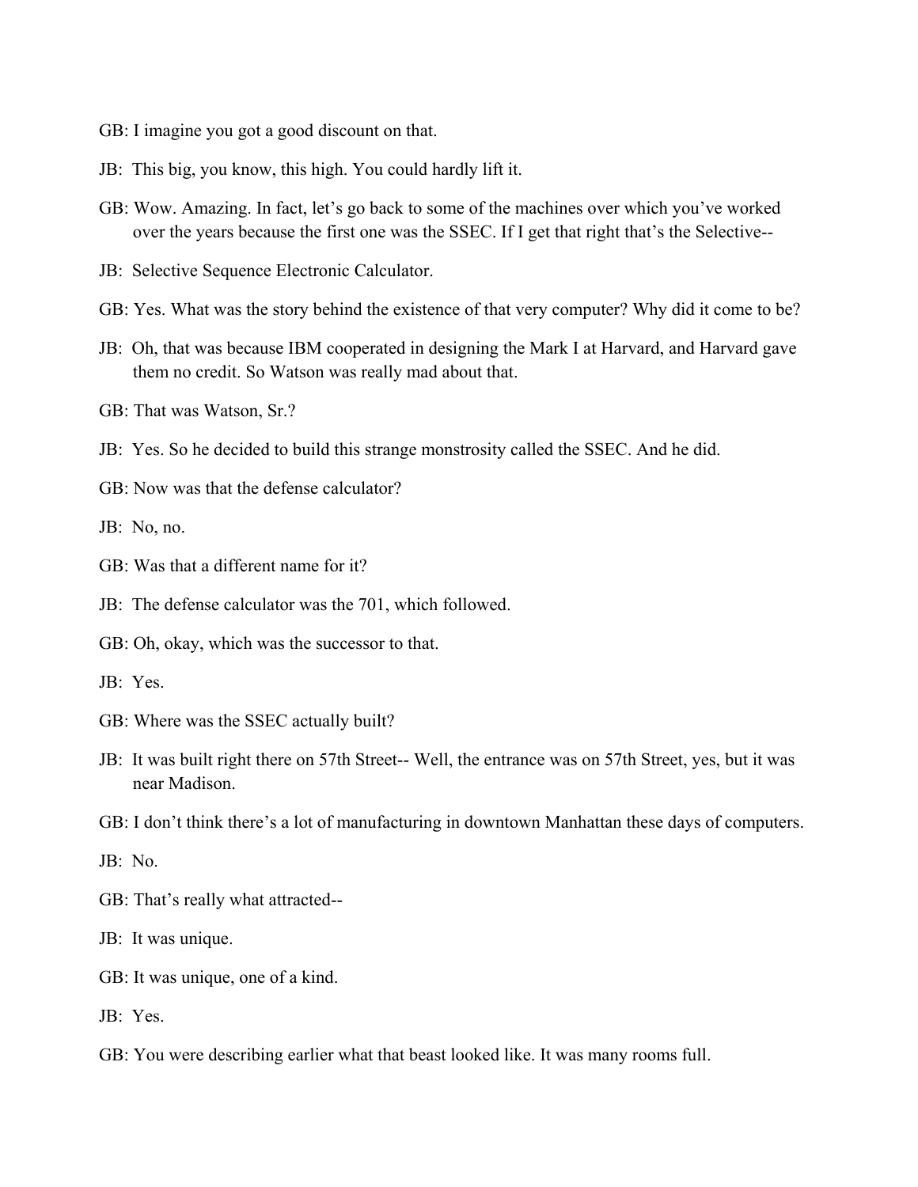GB: I imagine you got a good discount on that.

JB: This big, you know, this high. You could hardly lift it.

GB: Wow. Amazing. In fact, let's go back to some of the machines over which you've worked over the years because the first one was the SSEC. If I get that right that's the Selective--

JB: Selective Sequence Electronic Calculator.

GB: Yes. What was the story behind the existence of that very computer? Why did it come to be?

JB: Oh, that was because IBM cooperated in designing the Mark I at Harvard, and Harvard gave them no credit. So Watson was really mad about that.

GB: That was Watson, Sr.?

JB: Yes. So he decided to build this strange monstrosity called the SSEC. And he did.

GB: Now was that the defense calculator?

JB: No, no.

GB: Was that a different name for it?

JB: The defense calculator was the 701, which followed.

GB: Oh, okay, which was the successor to that.

JB: Yes.

GB: Where was the SSEC actually built?

JB: It was built right there on 57th Street-- Well, the entrance was on 57th Street, yes, but it was near Madison.

GB: I don't think there's a lot of manufacturing in downtown Manhattan these days of computers.

JB: No.

GB: That's really what attracted--

JB: It was unique.

GB: It was unique, one of a kind.

JB: Yes.

GB: You were describing earlier what that beast looked like. It was many rooms full.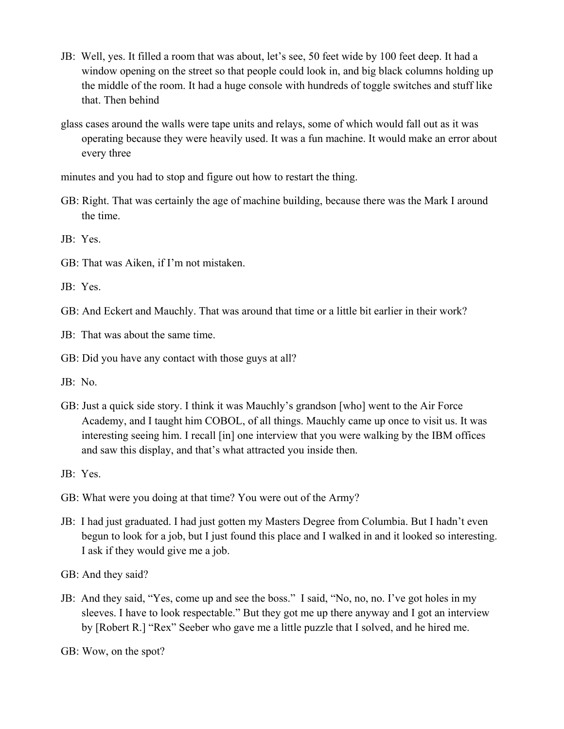JB: Well, yes. It filled a room that was about, let's see, 50 feet wide by 100 feet deep. It had a window opening on the street so that people could look in, and big black columns holding up the middle of the room. It had a huge console with hundreds of toggle switches and stuff like that. Then behind glass cases around the walls were tape units and relays, some of which would fall out as it was operating because they were heavily used. It was a fun machine. It would make an error about every three minutes and you had to stop and figure out how to restart the thing.

GB: Right. That was certainly the age of machine building, because there was the Mark I around the time.

JB: Yes.

GB: That was Aiken, if I'm not mistaken.

JB: Yes.

GB: And Eckert and Mauchly. That was around that time or a little bit earlier in their work?

JB: That was about the same time.

GB: Did you have any contact with those guys at all?

JB: No.

GB: Just a quick side story. I think it was Mauchly's grandson [who] went to the Air Force Academy, and I taught him COBOL, of all things. Mauchly came up once to visit us. It was interesting seeing him. I recall [in] one interview that you were walking by the IBM offices and saw this display, and that's what attracted you inside then.

JB: Yes.

GB: What were you doing at that time? You were out of the Army?

JB: I had just graduated. I had just gotten my Masters Degree from Columbia. But I hadn't even begun to look for a job, but I just found this place and I walked in and it looked so interesting. I ask if they would give me a job.

GB: And they said?

JB: And they said, "Yes, come up and see the boss." I said, "No, no, no. I've got holes in my sleeves. I have to look respectable." But they got me up there anyway and I got an interview by [Robert R.] "Rex" Seeber who gave me a little puzzle that I solved, and he hired me.

GB: Wow, on the spot?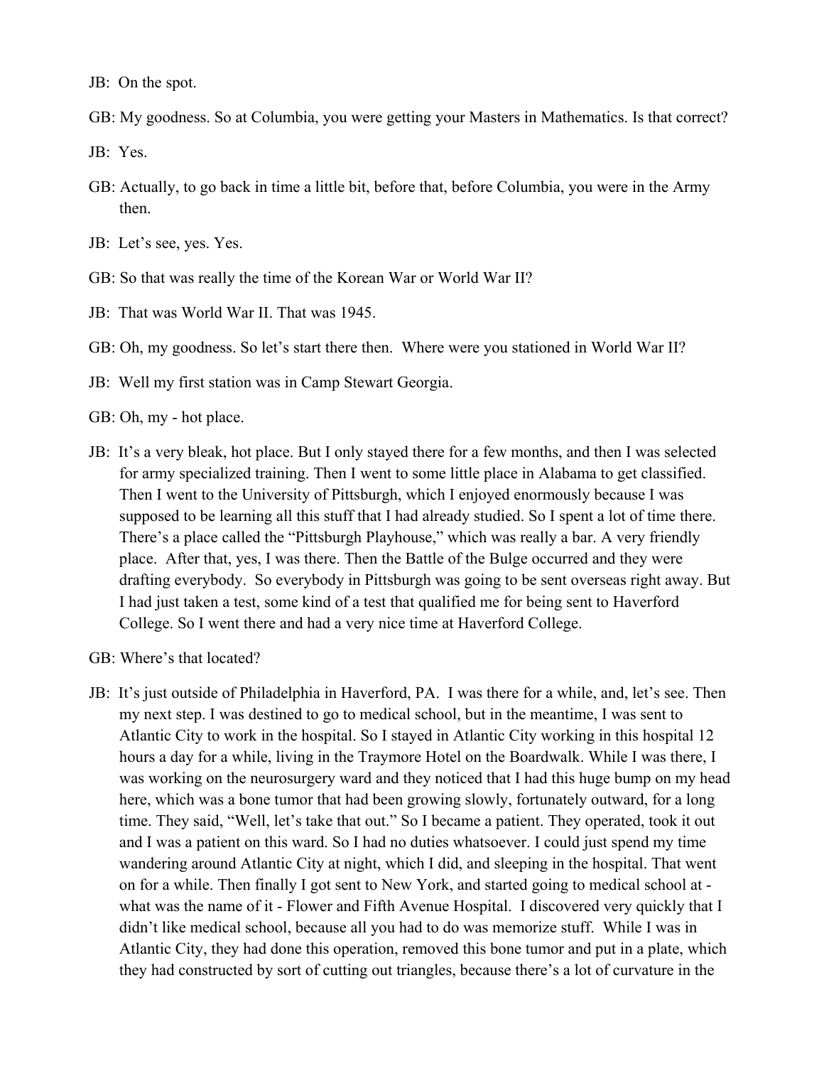JB: On the spot.

GB: My goodness. So at Columbia, you were getting your Masters in Mathematics. Is that correct?

JB: Yes.

GB: Actually, to go back in time a little bit, before that, before Columbia, you were in the Army then.

JB: Let's see, yes. Yes.

GB: So that was really the time of the Korean War or World War II?

JB: That was World War II. That was 1945.

GB: Oh, my goodness. So let's start there then. Where were you stationed in World War II?

JB: Well my first station was in Camp Stewart Georgia.

GB: Oh, my - hot place.

JB: It's a very bleak, hot place. But I only stayed there for a few months, and then I was selected for army specialized training. Then I went to some little place in Alabama to get classified. Then I went to the University of Pittsburgh, which I enjoyed enormously because I was supposed to be learning all this stuff that I had already studied. So I spent a lot of time there. There's a place called the "Pittsburgh Playhouse," which was really a bar. A very friendly place. After that, yes, I was there. Then the Battle of the Bulge occurred and they were drafting everybody. So everybody in Pittsburgh was going to be sent overseas right away. But I had just taken a test, some kind of a test that qualified me for being sent to Haverford College. So I went there and had a very nice time at Haverford College.

GB: Where's that located?

JB: It's just outside of Philadelphia in Haverford, PA. I was there for a while, and, let's see. Then my next step. I was destined to go to medical school, but in the meantime, I was sent to Atlantic City to work in the hospital. So I stayed in Atlantic City working in this hospital 12 hours a day for a while, living in the Traymore Hotel on the Boardwalk. While I was there, I was working on the neurosurgery ward and they noticed that I had this huge bump on my head here, which was a bone tumor that had been growing slowly, fortunately outward, for a long time. They said, "Well, let's take that out." So I became a patient. They operated, took it out and I was a patient on this ward. So I had no duties whatsoever. I could just spend my time wandering around Atlantic City at night, which I did, and sleeping in the hospital. That went on for a while. Then finally I got sent to New York, and started going to medical school at - what was the name of it - Flower and Fifth Avenue Hospital. I discovered very quickly that I didn't like medical school, because all you had to do was memorize stuff. While I was in Atlantic City, they had done this operation, removed this bone tumor and put in a plate, which they had constructed by sort of cutting out triangles, because there's a lot of curvature in the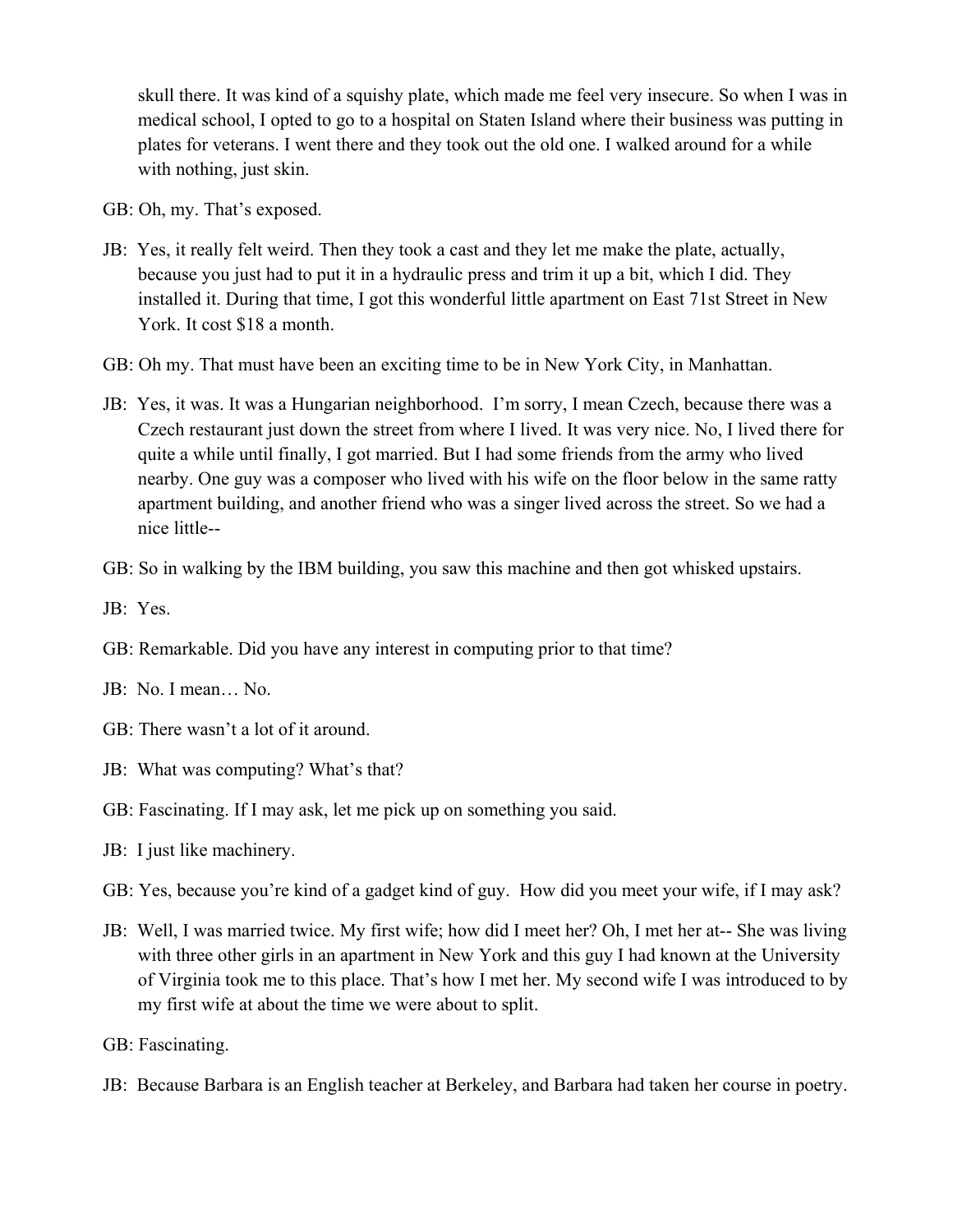skull there. It was kind of a squishy plate, which made me feel very insecure. So when I was in medical school, I opted to go to a hospital on Staten Island where their business was putting in plates for veterans. I went there and they took out the old one. I walked around for a while with nothing, just skin.

GB: Oh, my. That's exposed.

JB: Yes, it really felt weird. Then they took a cast and they let me make the plate, actually, because you just had to put it in a hydraulic press and trim it up a bit, which I did. They installed it. During that time, I got this wonderful little apartment on East 71st Street in New York. It cost $18 a month.

GB: Oh my. That must have been an exciting time to be in New York City, in Manhattan.

JB: Yes, it was. It was a Hungarian neighborhood. I'm sorry, I mean Czech, because there was a Czech restaurant just down the street from where I lived. It was very nice. No, I lived there for quite a while until finally, I got married. But I had some friends from the army who lived nearby. One guy was a composer who lived with his wife on the floor below in the same ratty apartment building, and another friend who was a singer lived across the street. So we had a nice little--

GB: So in walking by the IBM building, you saw this machine and then got whisked upstairs.

JB: Yes.

GB: Remarkable. Did you have any interest in computing prior to that time?

JB: No. I mean… No.

GB: There wasn't a lot of it around.

JB: What was computing? What's that?

GB: Fascinating. If I may ask, let me pick up on something you said.

JB: I just like machinery.

GB: Yes, because you're kind of a gadget kind of guy. How did you meet your wife, if I may ask?

JB: Well, I was married twice. My first wife; how did I meet her? Oh, I met her at-- She was living with three other girls in an apartment in New York and this guy I had known at the University of Virginia took me to this place. That's how I met her. My second wife I was introduced to by my first wife at about the time we were about to split.

GB: Fascinating.

JB: Because Barbara is an English teacher at Berkeley, and Barbara had taken her course in poetry.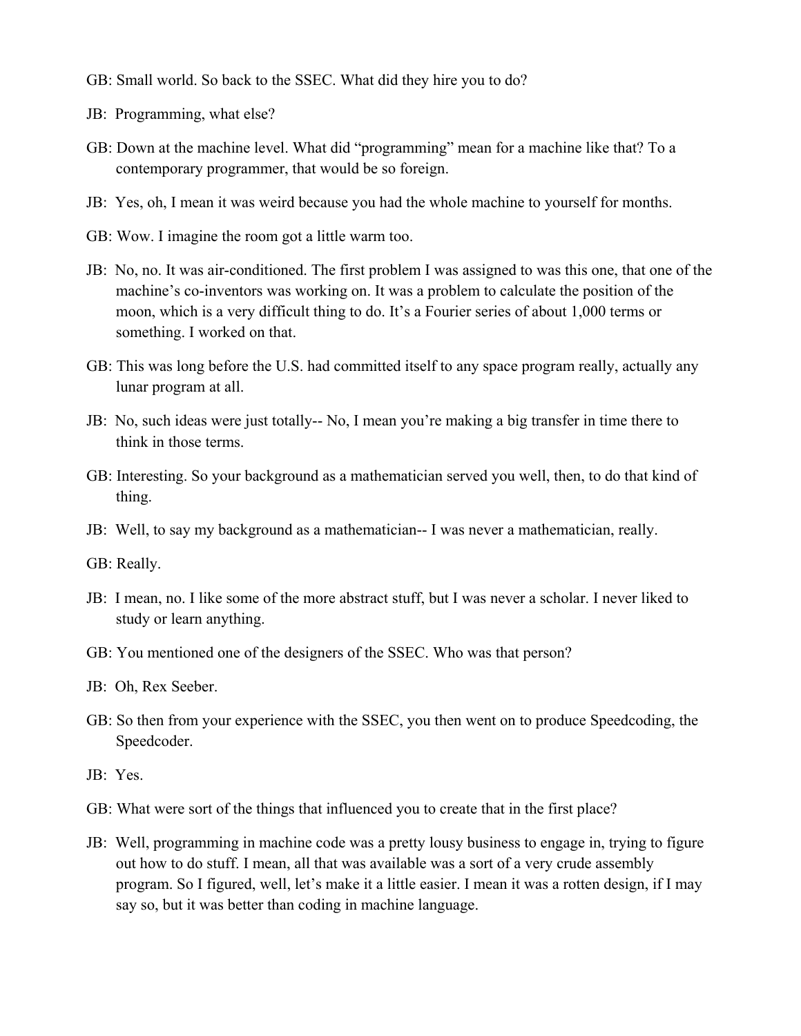GB: Small world. So back to the SSEC. What did they hire you to do?

JB: Programming, what else?

GB: Down at the machine level. What did "programming" mean for a machine like that? To a contemporary programmer, that would be so foreign.

JB: Yes, oh, I mean it was weird because you had the whole machine to yourself for months.

GB: Wow. I imagine the room got a little warm too.

JB: No, no. It was air-conditioned. The first problem I was assigned to was this one, that one of the machine's co-inventors was working on. It was a problem to calculate the position of the moon, which is a very difficult thing to do. It's a Fourier series of about 1,000 terms or something. I worked on that.

GB: This was long before the U.S. had committed itself to any space program really, actually any lunar program at all.

JB: No, such ideas were just totally-- No, I mean you're making a big transfer in time there to think in those terms.

GB: Interesting. So your background as a mathematician served you well, then, to do that kind of thing.

JB: Well, to say my background as a mathematician-- I was never a mathematician, really.

GB: Really.

JB: I mean, no. I like some of the more abstract stuff, but I was never a scholar. I never liked to study or learn anything.

GB: You mentioned one of the designers of the SSEC. Who was that person?

JB: Oh, Rex Seeber.

GB: So then from your experience with the SSEC, you then went on to produce Speedcoding, the Speedcoder.

JB: Yes.

GB: What were sort of the things that influenced you to create that in the first place?

JB: Well, programming in machine code was a pretty lousy business to engage in, trying to figure out how to do stuff. I mean, all that was available was a sort of a very crude assembly program. So I figured, well, let's make it a little easier. I mean it was a rotten design, if I may say so, but it was better than coding in machine language.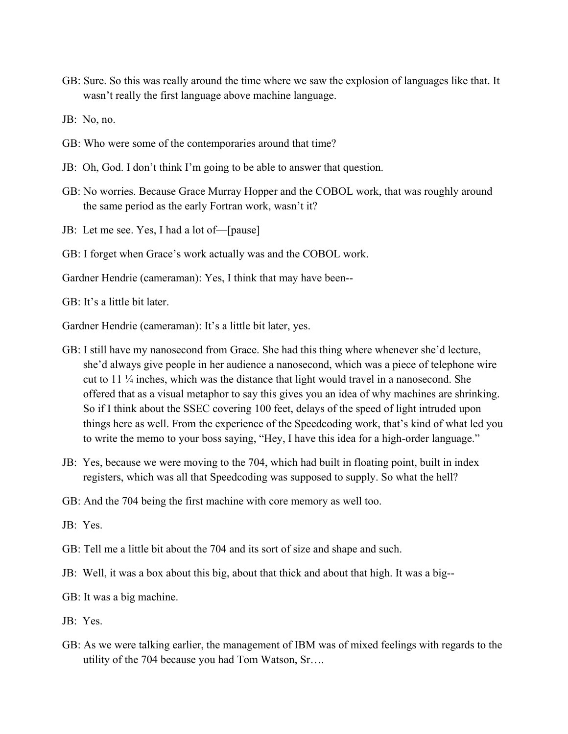GB: Sure. So this was really around the time where we saw the explosion of languages like that. It wasn't really the first language above machine language.

JB: No, no.

GB: Who were some of the contemporaries around that time?

JB: Oh, God. I don't think I'm going to be able to answer that question.

GB: No worries. Because Grace Murray Hopper and the COBOL work, that was roughly around the same period as the early Fortran work, wasn't it?

JB: Let me see. Yes, I had a lot of—[pause]

GB: I forget when Grace's work actually was and the COBOL work.

Gardner Hendrie (cameraman): Yes, I think that may have been--

GB: It's a little bit later.

Gardner Hendrie (cameraman): It's a little bit later, yes.

GB: I still have my nanosecond from Grace. She had this thing where whenever she'd lecture, she'd always give people in her audience a nanosecond, which was a piece of telephone wire cut to 11 ¼ inches, which was the distance that light would travel in a nanosecond. She offered that as a visual metaphor to say this gives you an idea of why machines are shrinking. So if I think about the SSEC covering 100 feet, delays of the speed of light intruded upon things here as well. From the experience of the Speedcoding work, that's kind of what led you to write the memo to your boss saying, "Hey, I have this idea for a high-order language."

JB: Yes, because we were moving to the 704, which had built in floating point, built in index registers, which was all that Speedcoding was supposed to supply. So what the hell?

GB: And the 704 being the first machine with core memory as well too.

JB: Yes.

GB: Tell me a little bit about the 704 and its sort of size and shape and such.

JB: Well, it was a box about this big, about that thick and about that high. It was a big--

GB: It was a big machine.

JB: Yes.

GB: As we were talking earlier, the management of IBM was of mixed feelings with regards to the utility of the 704 because you had Tom Watson, Sr.…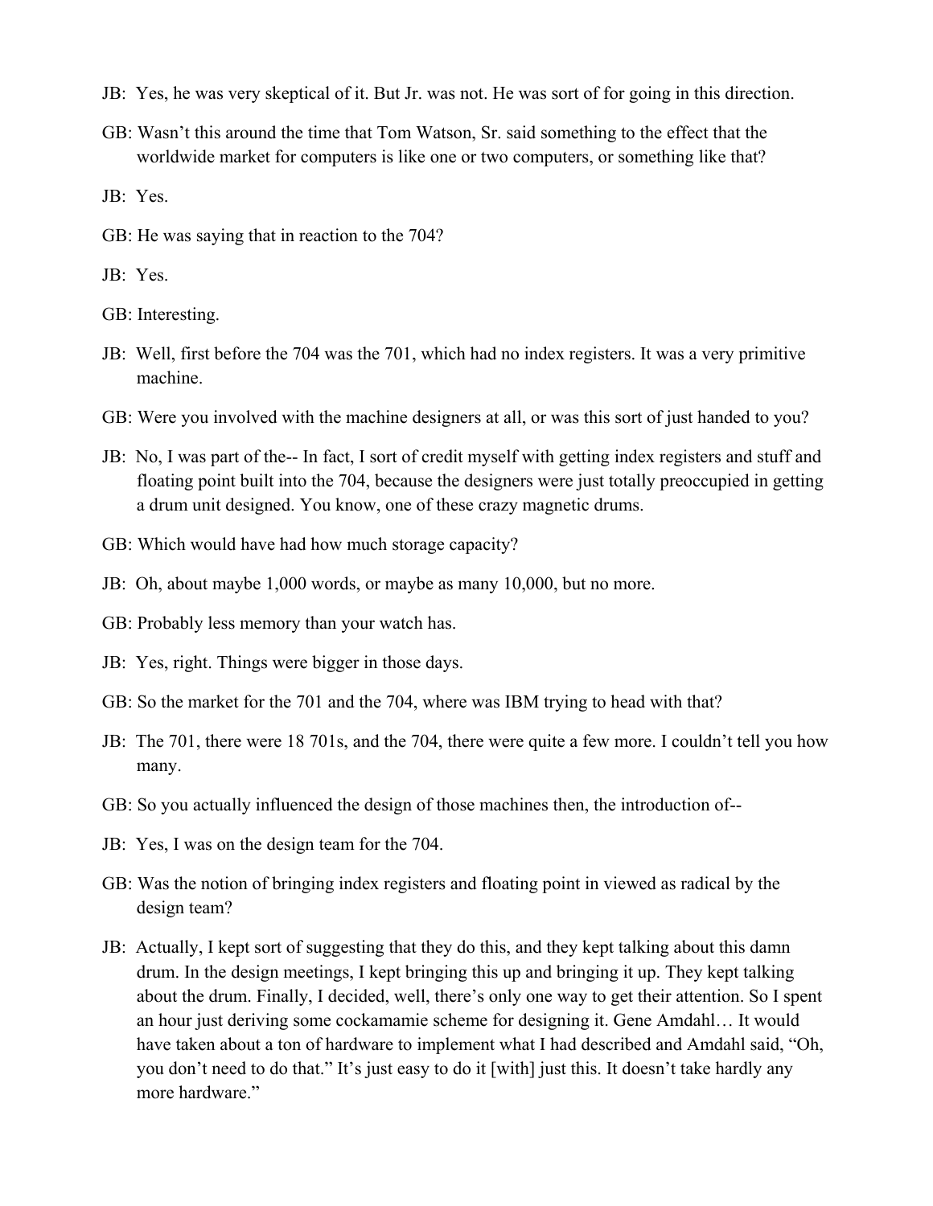JB: Yes, he was very skeptical of it. But Jr. was not. He was sort of for going in this direction.

GB: Wasn't this around the time that Tom Watson, Sr. said something to the effect that the worldwide market for computers is like one or two computers, or something like that?

JB: Yes.

GB: He was saying that in reaction to the 704?

JB: Yes.

GB: Interesting.

JB: Well, first before the 704 was the 701, which had no index registers. It was a very primitive machine.

GB: Were you involved with the machine designers at all, or was this sort of just handed to you?

JB: No, I was part of the-- In fact, I sort of credit myself with getting index registers and stuff and floating point built into the 704, because the designers were just totally preoccupied in getting a drum unit designed. You know, one of these crazy magnetic drums.

GB: Which would have had how much storage capacity?

JB: Oh, about maybe 1,000 words, or maybe as many 10,000, but no more.

GB: Probably less memory than your watch has.

JB: Yes, right. Things were bigger in those days.

GB: So the market for the 701 and the 704, where was IBM trying to head with that?

JB: The 701, there were 18 701s, and the 704, there were quite a few more. I couldn't tell you how many.

GB: So you actually influenced the design of those machines then, the introduction of--

JB: Yes, I was on the design team for the 704.

GB: Was the notion of bringing index registers and floating point in viewed as radical by the design team?

JB: Actually, I kept sort of suggesting that they do this, and they kept talking about this damn drum. In the design meetings, I kept bringing this up and bringing it up. They kept talking about the drum. Finally, I decided, well, there's only one way to get their attention. So I spent an hour just deriving some cockamamie scheme for designing it. Gene Amdahl… It would have taken about a ton of hardware to implement what I had described and Amdahl said, "Oh, you don't need to do that." It's just easy to do it [with] just this. It doesn't take hardly any more hardware."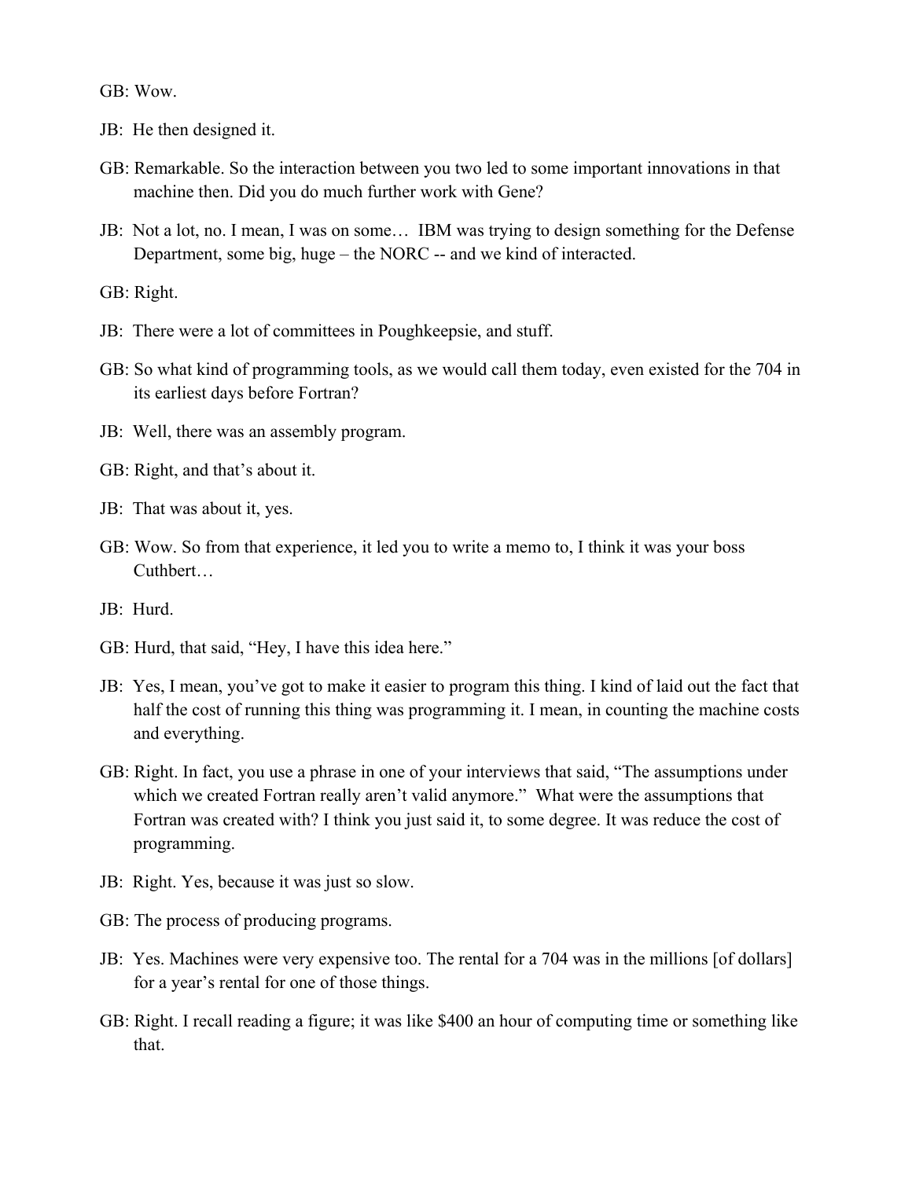GB: Wow.

JB: He then designed it.

GB: Remarkable. So the interaction between you two led to some important innovations in that machine then. Did you do much further work with Gene?

JB: Not a lot, no. I mean, I was on some… IBM was trying to design something for the Defense Department, some big, huge – the NORC -- and we kind of interacted.

GB: Right.

JB: There were a lot of committees in Poughkeepsie, and stuff.

GB: So what kind of programming tools, as we would call them today, even existed for the 704 in its earliest days before Fortran?

JB: Well, there was an assembly program.

GB: Right, and that's about it.

JB: That was about it, yes.

GB: Wow. So from that experience, it led you to write a memo to, I think it was your boss Cuthbert…

JB: Hurd.

GB: Hurd, that said, "Hey, I have this idea here."

JB: Yes, I mean, you've got to make it easier to program this thing. I kind of laid out the fact that half the cost of running this thing was programming it. I mean, in counting the machine costs and everything.

GB: Right. In fact, you use a phrase in one of your interviews that said, "The assumptions under which we created Fortran really aren't valid anymore." What were the assumptions that Fortran was created with? I think you just said it, to some degree. It was reduce the cost of programming.

JB: Right. Yes, because it was just so slow.

GB: The process of producing programs.

JB: Yes. Machines were very expensive too. The rental for a 704 was in the millions [of dollars] for a year's rental for one of those things.

GB: Right. I recall reading a figure; it was like $400 an hour of computing time or something like that.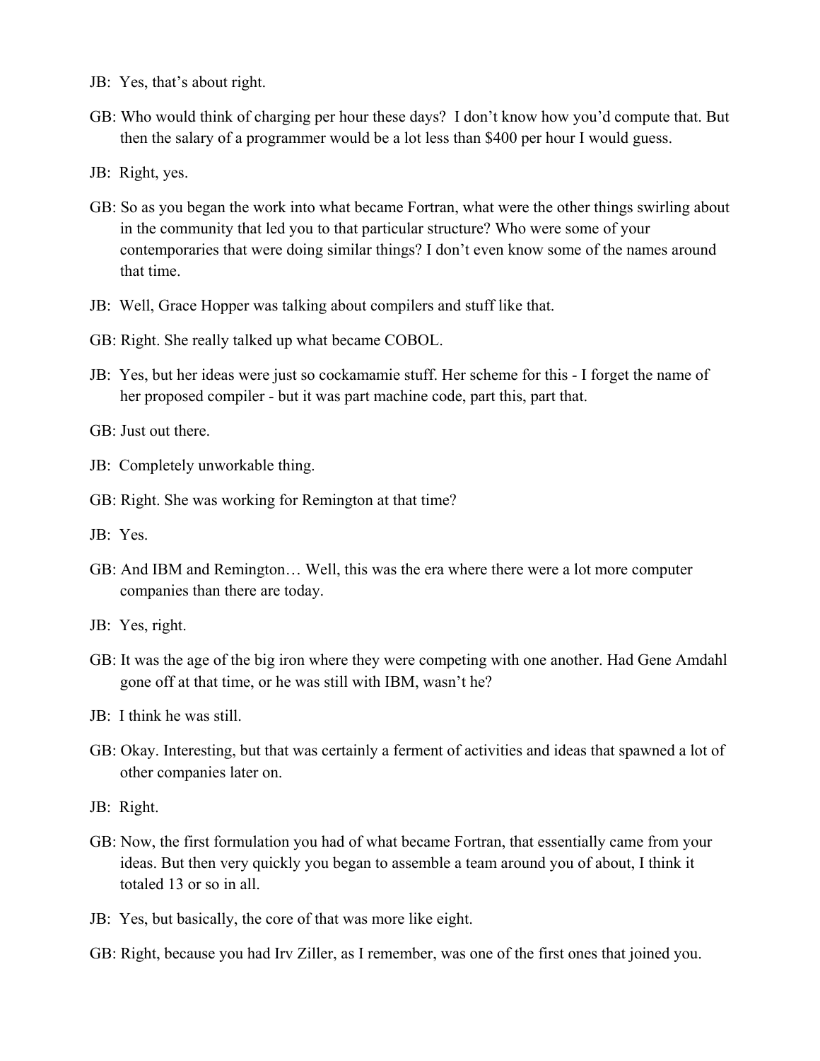JB: Yes, that's about right.

GB: Who would think of charging per hour these days? I don't know how you'd compute that. But then the salary of a programmer would be a lot less than $400 per hour I would guess.

JB: Right, yes.

GB: So as you began the work into what became Fortran, what were the other things swirling about in the community that led you to that particular structure? Who were some of your contemporaries that were doing similar things? I don't even know some of the names around that time.

JB: Well, Grace Hopper was talking about compilers and stuff like that.

GB: Right. She really talked up what became COBOL.

JB: Yes, but her ideas were just so cockamamie stuff. Her scheme for this - I forget the name of her proposed compiler - but it was part machine code, part this, part that.

GB: Just out there.

JB: Completely unworkable thing.

GB: Right. She was working for Remington at that time?

JB: Yes.

GB: And IBM and Remington… Well, this was the era where there were a lot more computer companies than there are today.

JB: Yes, right.

GB: It was the age of the big iron where they were competing with one another. Had Gene Amdahl gone off at that time, or he was still with IBM, wasn't he?

JB: I think he was still.

GB: Okay. Interesting, but that was certainly a ferment of activities and ideas that spawned a lot of other companies later on.

JB: Right.

GB: Now, the first formulation you had of what became Fortran, that essentially came from your ideas. But then very quickly you began to assemble a team around you of about, I think it totaled 13 or so in all.

JB: Yes, but basically, the core of that was more like eight.

GB: Right, because you had Irv Ziller, as I remember, was one of the first ones that joined you.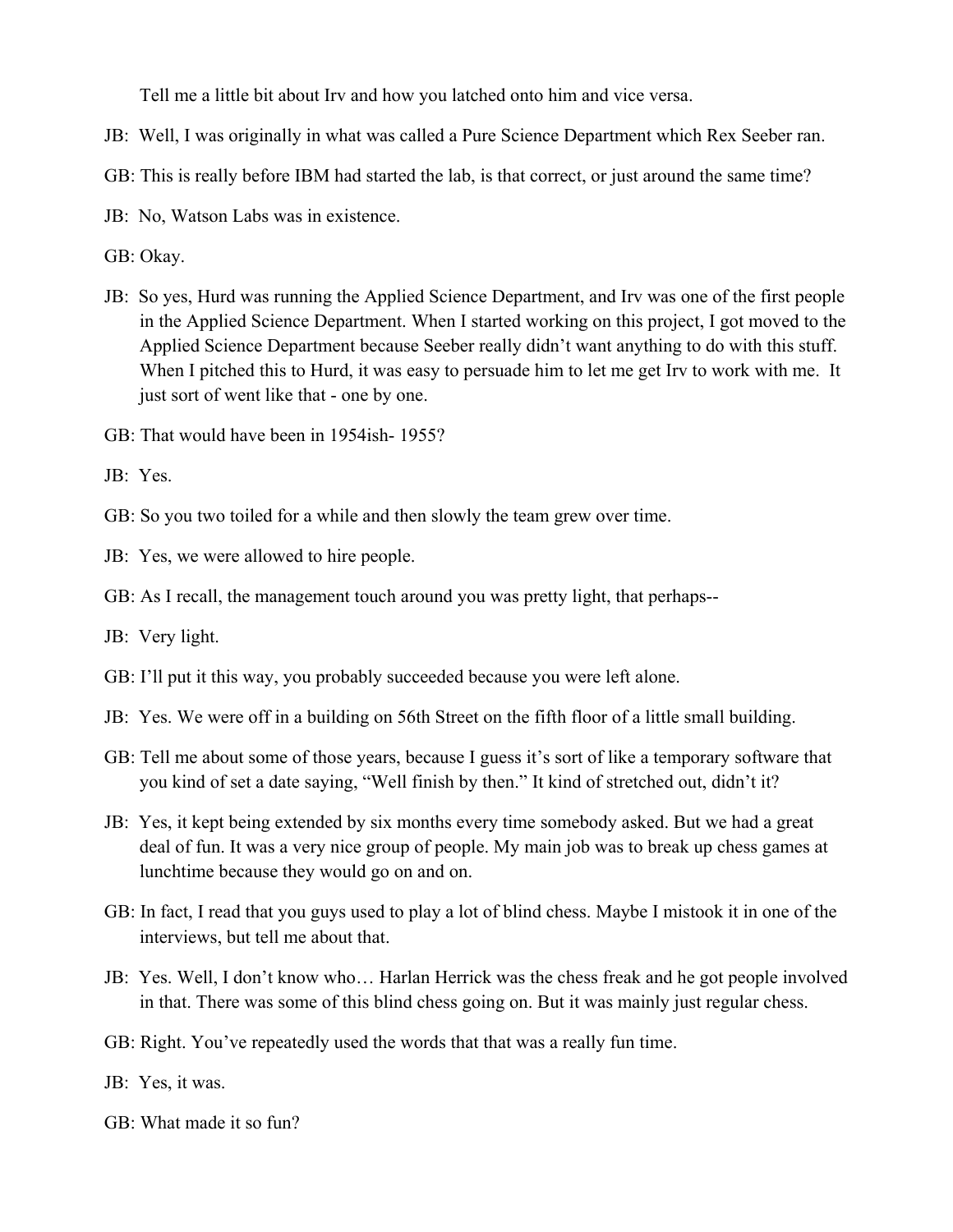Tell me a little bit about Irv and how you latched onto him and vice versa.

JB: Well, I was originally in what was called a Pure Science Department which Rex Seeber ran.

GB: This is really before IBM had started the lab, is that correct, or just around the same time?

JB: No, Watson Labs was in existence.

GB: Okay.

JB: So yes, Hurd was running the Applied Science Department, and Irv was one of the first people in the Applied Science Department. When I started working on this project, I got moved to the Applied Science Department because Seeber really didn't want anything to do with this stuff. When I pitched this to Hurd, it was easy to persuade him to let me get Irv to work with me. It just sort of went like that - one by one.

GB: That would have been in 1954ish- 1955?

JB: Yes.

GB: So you two toiled for a while and then slowly the team grew over time.

JB: Yes, we were allowed to hire people.

GB: As I recall, the management touch around you was pretty light, that perhaps--

JB: Very light.

GB: I'll put it this way, you probably succeeded because you were left alone.

JB: Yes. We were off in a building on 56th Street on the fifth floor of a little small building.

GB: Tell me about some of those years, because I guess it's sort of like a temporary software that you kind of set a date saying, "Well finish by then." It kind of stretched out, didn't it?

JB: Yes, it kept being extended by six months every time somebody asked. But we had a great deal of fun. It was a very nice group of people. My main job was to break up chess games at lunchtime because they would go on and on.

GB: In fact, I read that you guys used to play a lot of blind chess. Maybe I mistook it in one of the interviews, but tell me about that.

JB: Yes. Well, I don't know who… Harlan Herrick was the chess freak and he got people involved in that. There was some of this blind chess going on. But it was mainly just regular chess.

GB: Right. You've repeatedly used the words that that was a really fun time.

JB: Yes, it was.

GB: What made it so fun?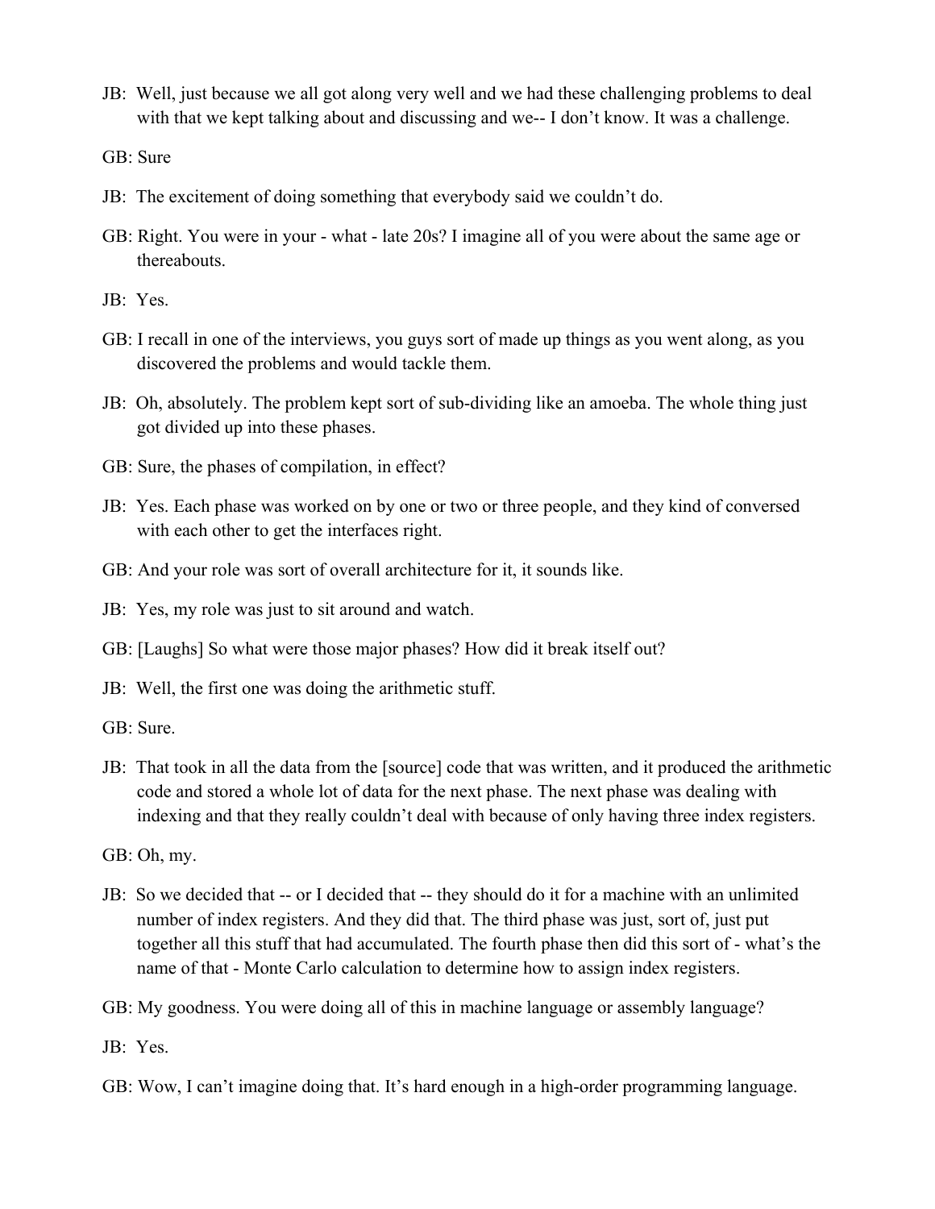JB: Well, just because we all got along very well and we had these challenging problems to deal with that we kept talking about and discussing and we-- I don't know. It was a challenge.

GB: Sure

JB: The excitement of doing something that everybody said we couldn't do.

GB: Right. You were in your - what - late 20s? I imagine all of you were about the same age or thereabouts.

JB: Yes.

GB: I recall in one of the interviews, you guys sort of made up things as you went along, as you discovered the problems and would tackle them.

JB: Oh, absolutely. The problem kept sort of sub-dividing like an amoeba. The whole thing just got divided up into these phases.

GB: Sure, the phases of compilation, in effect?

JB: Yes. Each phase was worked on by one or two or three people, and they kind of conversed with each other to get the interfaces right.

GB: And your role was sort of overall architecture for it, it sounds like.

JB: Yes, my role was just to sit around and watch.

GB: [Laughs] So what were those major phases? How did it break itself out?

JB: Well, the first one was doing the arithmetic stuff.

GB: Sure.

JB: That took in all the data from the [source] code that was written, and it produced the arithmetic code and stored a whole lot of data for the next phase. The next phase was dealing with indexing and that they really couldn't deal with because of only having three index registers.

GB: Oh, my.

JB: So we decided that -- or I decided that -- they should do it for a machine with an unlimited number of index registers. And they did that. The third phase was just, sort of, just put together all this stuff that had accumulated. The fourth phase then did this sort of - what's the name of that - Monte Carlo calculation to determine how to assign index registers.

GB: My goodness. You were doing all of this in machine language or assembly language?

JB: Yes.

GB: Wow, I can't imagine doing that. It's hard enough in a high-order programming language.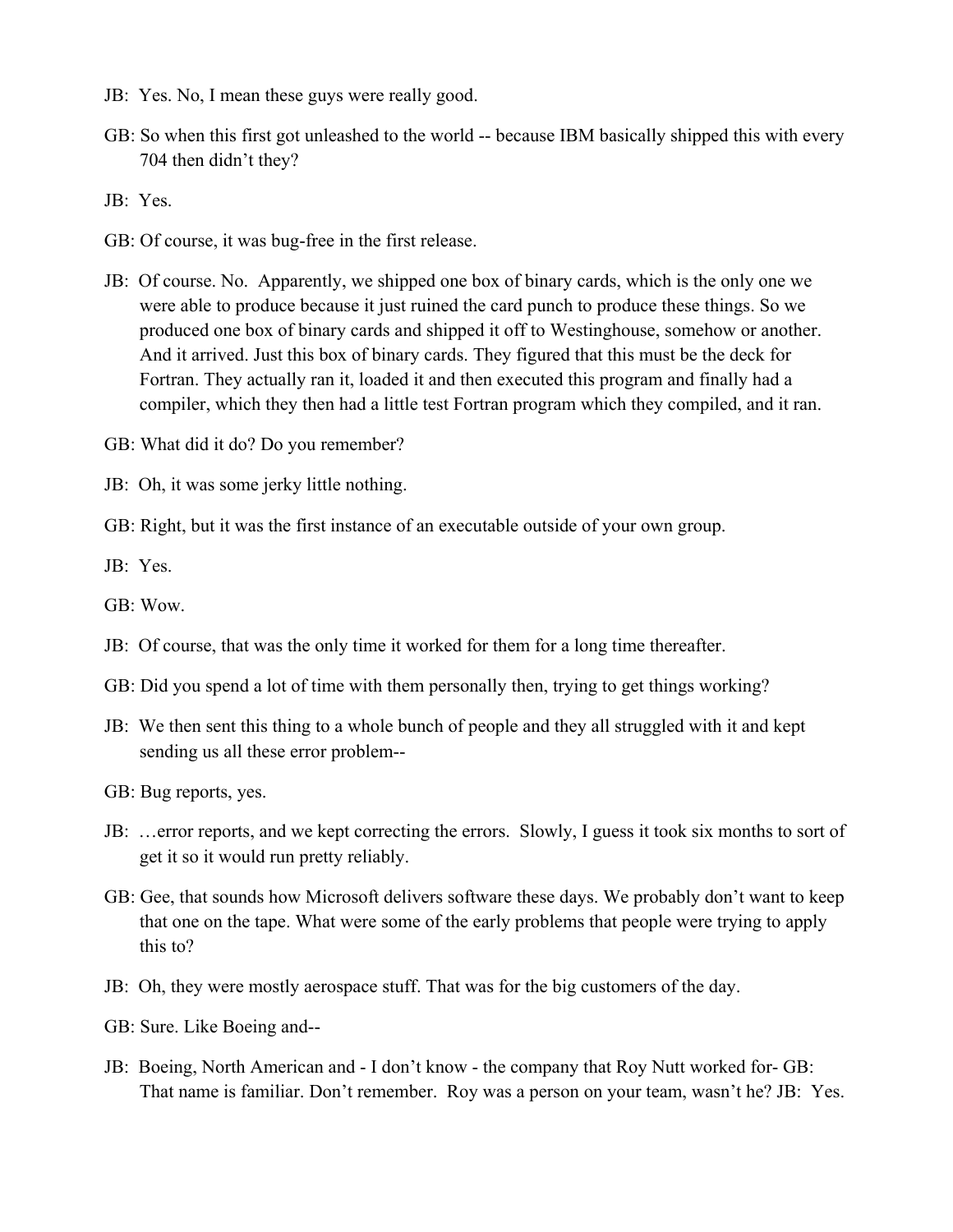JB: Yes. No, I mean these guys were really good.

GB: So when this first got unleashed to the world -- because IBM basically shipped this with every 704 then didn't they?

JB: Yes.

GB: Of course, it was bug-free in the first release.

JB: Of course. No. Apparently, we shipped one box of binary cards, which is the only one we were able to produce because it just ruined the card punch to produce these things. So we produced one box of binary cards and shipped it off to Westinghouse, somehow or another. And it arrived. Just this box of binary cards. They figured that this must be the deck for Fortran. They actually ran it, loaded it and then executed this program and finally had a compiler, which they then had a little test Fortran program which they compiled, and it ran.

GB: What did it do? Do you remember?

JB: Oh, it was some jerky little nothing.

GB: Right, but it was the first instance of an executable outside of your own group.

JB: Yes.

GB: Wow.

JB: Of course, that was the only time it worked for them for a long time thereafter.

GB: Did you spend a lot of time with them personally then, trying to get things working?

JB: We then sent this thing to a whole bunch of people and they all struggled with it and kept sending us all these error problem--

GB: Bug reports, yes.

JB: …error reports, and we kept correcting the errors. Slowly, I guess it took six months to sort of get it so it would run pretty reliably.

GB: Gee, that sounds how Microsoft delivers software these days. We probably don't want to keep that one on the tape. What were some of the early problems that people were trying to apply this to?

JB: Oh, they were mostly aerospace stuff. That was for the big customers of the day.

GB: Sure. Like Boeing and--

JB: Boeing, North American and - I don't know - the company that Roy Nutt worked for- GB: That name is familiar. Don't remember. Roy was a person on your team, wasn't he? JB: Yes.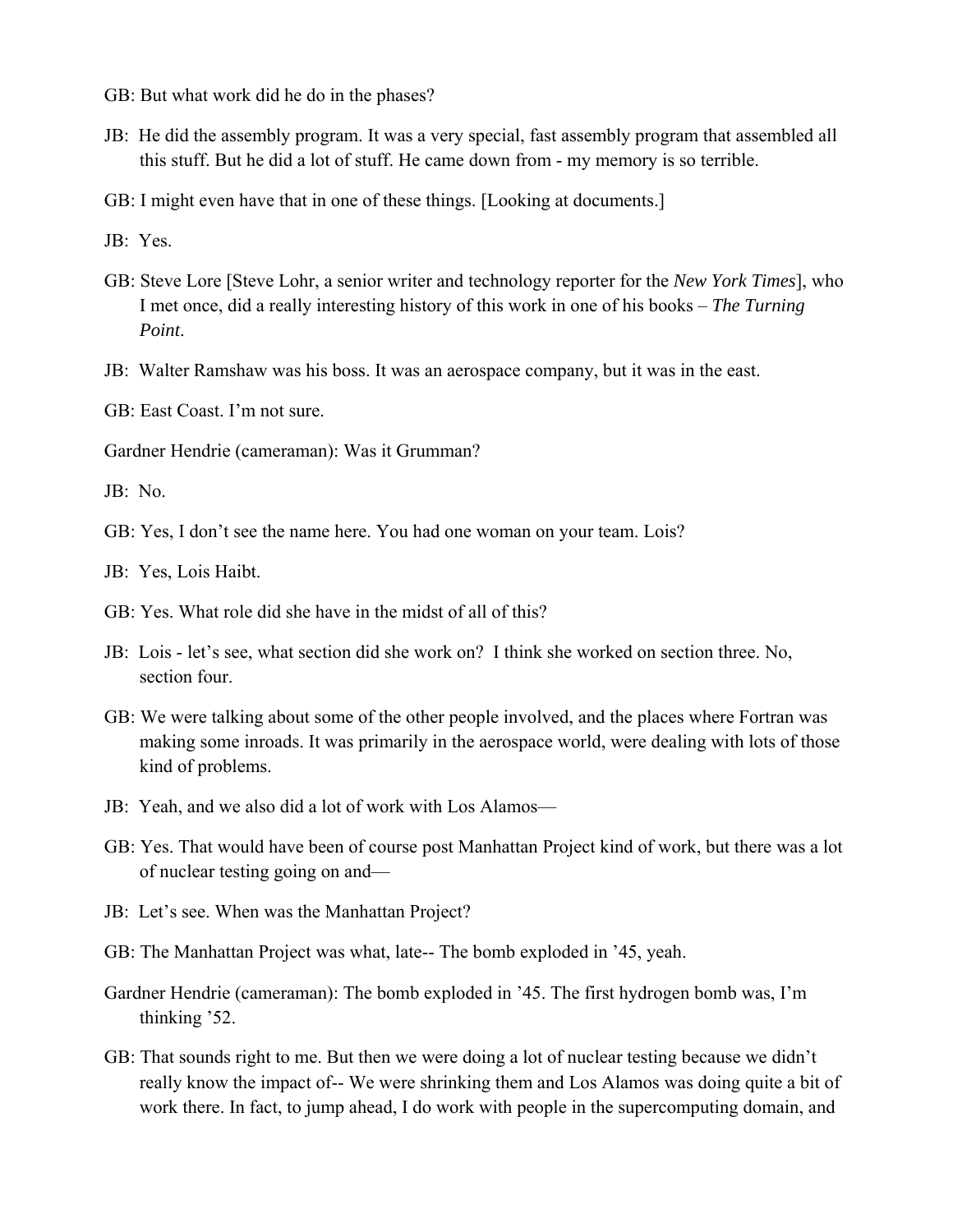GB: But what work did he do in the phases?

JB: He did the assembly program. It was a very special, fast assembly program that assembled all this stuff. But he did a lot of stuff. He came down from - my memory is so terrible.

GB: I might even have that in one of these things. [Looking at documents.]

JB: Yes.

GB: Steve Lore [Steve Lohr, a senior writer and technology reporter for the *New York Times*], who I met once, did a really interesting history of this work in one of his books – *The Turning Point*.

JB: Walter Ramshaw was his boss. It was an aerospace company, but it was in the east.

GB: East Coast. I'm not sure.

Gardner Hendrie (cameraman): Was it Grumman?

JB: No.

GB: Yes, I don't see the name here. You had one woman on your team. Lois?

JB: Yes, Lois Haibt.

GB: Yes. What role did she have in the midst of all of this?

JB: Lois - let's see, what section did she work on? I think she worked on section three. No, section four.

GB: We were talking about some of the other people involved, and the places where Fortran was making some inroads. It was primarily in the aerospace world, were dealing with lots of those kind of problems.

JB: Yeah, and we also did a lot of work with Los Alamos—

GB: Yes. That would have been of course post Manhattan Project kind of work, but there was a lot of nuclear testing going on and—

JB: Let's see. When was the Manhattan Project?

GB: The Manhattan Project was what, late-- The bomb exploded in '45, yeah.

Gardner Hendrie (cameraman): The bomb exploded in '45. The first hydrogen bomb was, I'm thinking '52.

GB: That sounds right to me. But then we were doing a lot of nuclear testing because we didn't really know the impact of-- We were shrinking them and Los Alamos was doing quite a bit of work there. In fact, to jump ahead, I do work with people in the supercomputing domain, and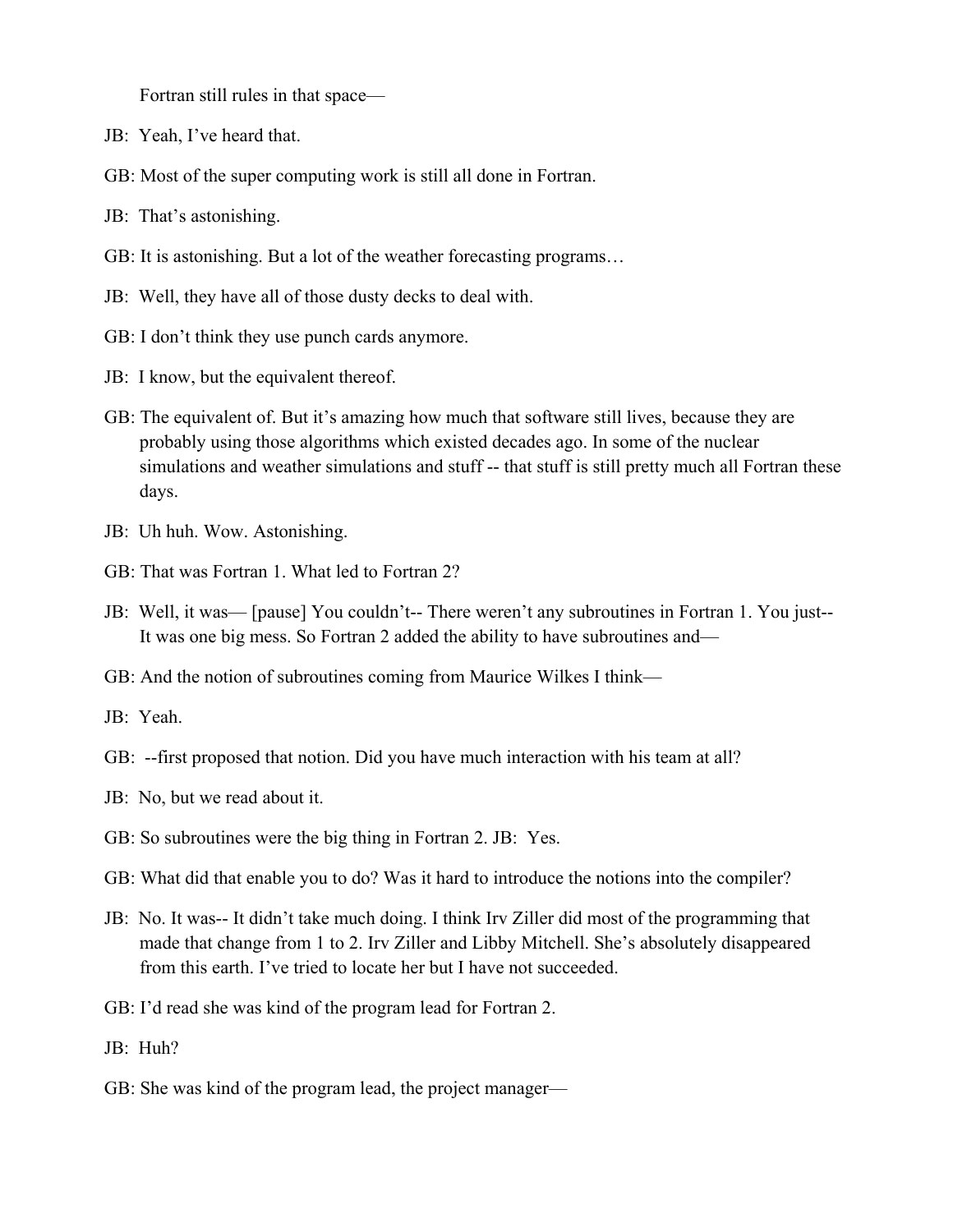Fortran still rules in that space—

JB: Yeah, I've heard that.

GB: Most of the super computing work is still all done in Fortran.

JB: That's astonishing.

GB: It is astonishing. But a lot of the weather forecasting programs…

JB: Well, they have all of those dusty decks to deal with.

GB: I don't think they use punch cards anymore.

JB: I know, but the equivalent thereof.

GB: The equivalent of. But it's amazing how much that software still lives, because they are probably using those algorithms which existed decades ago. In some of the nuclear simulations and weather simulations and stuff -- that stuff is still pretty much all Fortran these days.

JB: Uh huh. Wow. Astonishing.

GB: That was Fortran 1. What led to Fortran 2?

JB: Well, it was— [pause] You couldn't-- There weren't any subroutines in Fortran 1. You just-- It was one big mess. So Fortran 2 added the ability to have subroutines and—

GB: And the notion of subroutines coming from Maurice Wilkes I think—

JB: Yeah.

GB: --first proposed that notion. Did you have much interaction with his team at all?

JB: No, but we read about it.

GB: So subroutines were the big thing in Fortran 2. JB: Yes.

GB: What did that enable you to do? Was it hard to introduce the notions into the compiler?

JB: No. It was-- It didn't take much doing. I think Irv Ziller did most of the programming that made that change from 1 to 2. Irv Ziller and Libby Mitchell. She's absolutely disappeared from this earth. I've tried to locate her but I have not succeeded.

GB: I'd read she was kind of the program lead for Fortran 2.

JB: Huh?

GB: She was kind of the program lead, the project manager—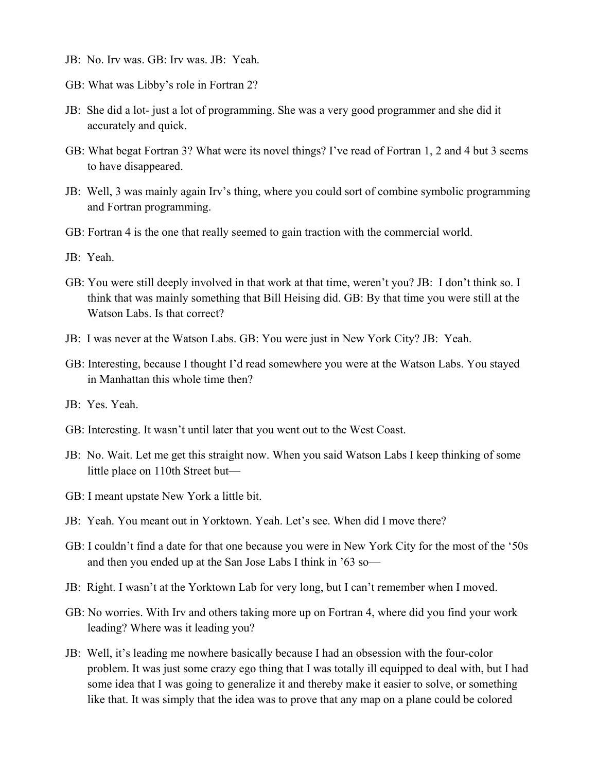JB: No. Irv was. GB: Irv was. JB: Yeah.

GB: What was Libby's role in Fortran 2?

JB: She did a lot- just a lot of programming. She was a very good programmer and she did it accurately and quick.

GB: What begat Fortran 3? What were its novel things? I've read of Fortran 1, 2 and 4 but 3 seems to have disappeared.

JB: Well, 3 was mainly again Irv's thing, where you could sort of combine symbolic programming and Fortran programming.

GB: Fortran 4 is the one that really seemed to gain traction with the commercial world.

JB: Yeah.

GB: You were still deeply involved in that work at that time, weren't you? JB: I don't think so. I think that was mainly something that Bill Heising did. GB: By that time you were still at the Watson Labs. Is that correct?

JB: I was never at the Watson Labs. GB: You were just in New York City? JB: Yeah.

GB: Interesting, because I thought I'd read somewhere you were at the Watson Labs. You stayed in Manhattan this whole time then?

JB: Yes. Yeah.

GB: Interesting. It wasn't until later that you went out to the West Coast.

JB: No. Wait. Let me get this straight now. When you said Watson Labs I keep thinking of some little place on 110th Street but—

GB: I meant upstate New York a little bit.

JB: Yeah. You meant out in Yorktown. Yeah. Let's see. When did I move there?

GB: I couldn't find a date for that one because you were in New York City for the most of the '50s and then you ended up at the San Jose Labs I think in '63 so—

JB: Right. I wasn't at the Yorktown Lab for very long, but I can't remember when I moved.

GB: No worries. With Irv and others taking more up on Fortran 4, where did you find your work leading? Where was it leading you?

JB: Well, it's leading me nowhere basically because I had an obsession with the four-color problem. It was just some crazy ego thing that I was totally ill equipped to deal with, but I had some idea that I was going to generalize it and thereby make it easier to solve, or something like that. It was simply that the idea was to prove that any map on a plane could be colored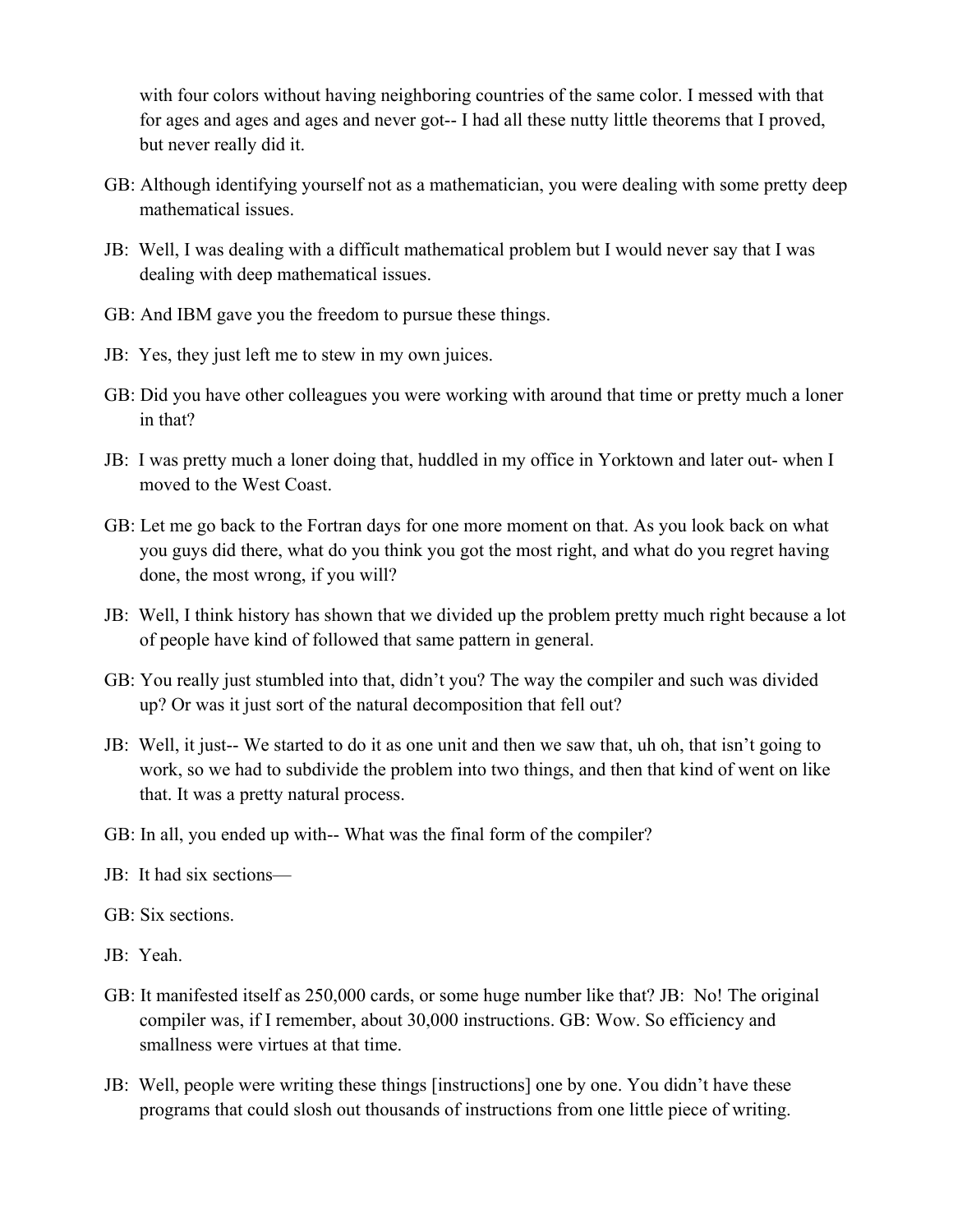with four colors without having neighboring countries of the same color. I messed with that for ages and ages and ages and never got-- I had all these nutty little theorems that I proved, but never really did it.

GB: Although identifying yourself not as a mathematician, you were dealing with some pretty deep mathematical issues.

JB: Well, I was dealing with a difficult mathematical problem but I would never say that I was dealing with deep mathematical issues.

GB: And IBM gave you the freedom to pursue these things.

JB: Yes, they just left me to stew in my own juices.

GB: Did you have other colleagues you were working with around that time or pretty much a loner in that?

JB: I was pretty much a loner doing that, huddled in my office in Yorktown and later out- when I moved to the West Coast.

GB: Let me go back to the Fortran days for one more moment on that. As you look back on what you guys did there, what do you think you got the most right, and what do you regret having done, the most wrong, if you will?

JB: Well, I think history has shown that we divided up the problem pretty much right because a lot of people have kind of followed that same pattern in general.

GB: You really just stumbled into that, didn't you? The way the compiler and such was divided up? Or was it just sort of the natural decomposition that fell out?

JB: Well, it just-- We started to do it as one unit and then we saw that, uh oh, that isn't going to work, so we had to subdivide the problem into two things, and then that kind of went on like that. It was a pretty natural process.

GB: In all, you ended up with-- What was the final form of the compiler?

JB: It had six sections—

GB: Six sections.

JB: Yeah.

GB: It manifested itself as 250,000 cards, or some huge number like that? JB: No! The original compiler was, if I remember, about 30,000 instructions. GB: Wow. So efficiency and smallness were virtues at that time.

JB: Well, people were writing these things [instructions] one by one. You didn't have these programs that could slosh out thousands of instructions from one little piece of writing.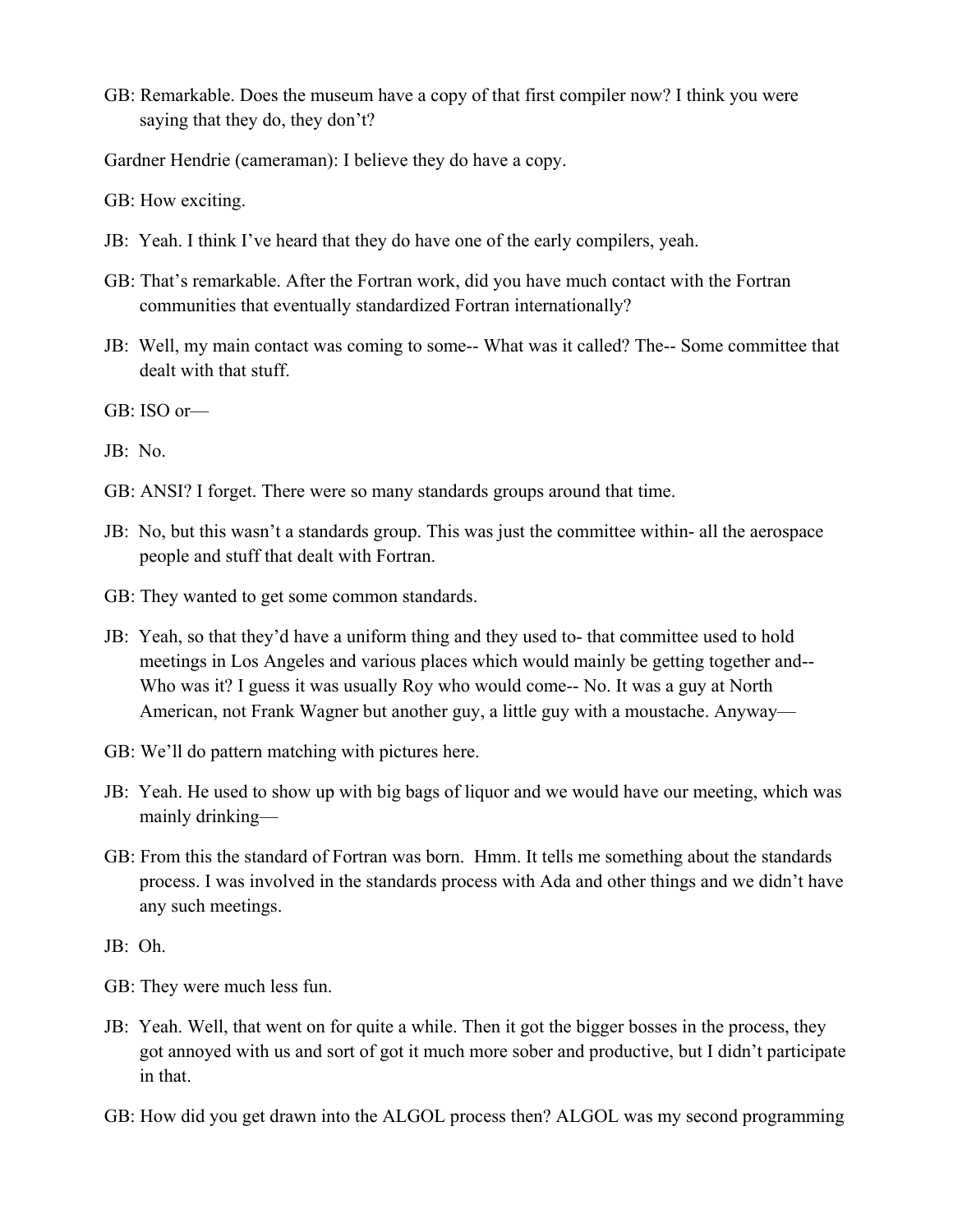GB: Remarkable. Does the museum have a copy of that first compiler now? I think you were saying that they do, they don't?

Gardner Hendrie (cameraman): I believe they do have a copy.

GB: How exciting.

JB: Yeah. I think I've heard that they do have one of the early compilers, yeah.

GB: That's remarkable. After the Fortran work, did you have much contact with the Fortran communities that eventually standardized Fortran internationally?

JB: Well, my main contact was coming to some-- What was it called? The-- Some committee that dealt with that stuff.

GB: ISO or—

JB: No.

GB: ANSI? I forget. There were so many standards groups around that time.

JB: No, but this wasn't a standards group. This was just the committee within- all the aerospace people and stuff that dealt with Fortran.

GB: They wanted to get some common standards.

JB: Yeah, so that they'd have a uniform thing and they used to- that committee used to hold meetings in Los Angeles and various places which would mainly be getting together and-- Who was it? I guess it was usually Roy who would come-- No. It was a guy at North American, not Frank Wagner but another guy, a little guy with a moustache. Anyway—

GB: We'll do pattern matching with pictures here.

JB: Yeah. He used to show up with big bags of liquor and we would have our meeting, which was mainly drinking—

GB: From this the standard of Fortran was born. Hmm. It tells me something about the standards process. I was involved in the standards process with Ada and other things and we didn't have any such meetings.

JB: Oh.

GB: They were much less fun.

JB: Yeah. Well, that went on for quite a while. Then it got the bigger bosses in the process, they got annoyed with us and sort of got it much more sober and productive, but I didn't participate in that.

GB: How did you get drawn into the ALGOL process then? ALGOL was my second programming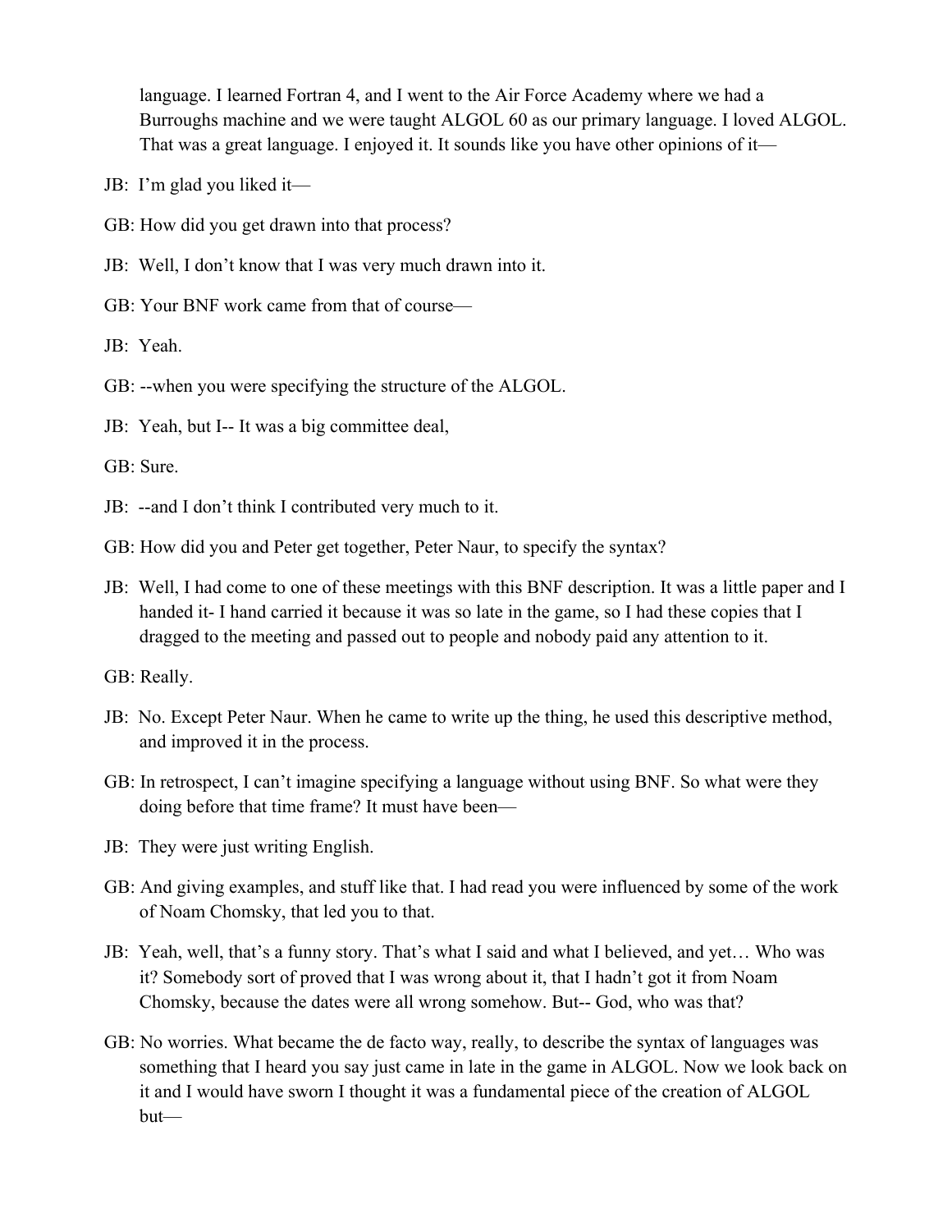language. I learned Fortran 4, and I went to the Air Force Academy where we had a Burroughs machine and we were taught ALGOL 60 as our primary language. I loved ALGOL. That was a great language. I enjoyed it. It sounds like you have other opinions of it—

JB: I'm glad you liked it—

GB: How did you get drawn into that process?

JB: Well, I don't know that I was very much drawn into it.

GB: Your BNF work came from that of course—

JB: Yeah.

GB: --when you were specifying the structure of the ALGOL.

JB: Yeah, but I-- It was a big committee deal,

GB: Sure.

JB: --and I don't think I contributed very much to it.

GB: How did you and Peter get together, Peter Naur, to specify the syntax?

JB: Well, I had come to one of these meetings with this BNF description. It was a little paper and I handed it- I hand carried it because it was so late in the game, so I had these copies that I dragged to the meeting and passed out to people and nobody paid any attention to it.

GB: Really.

JB: No. Except Peter Naur. When he came to write up the thing, he used this descriptive method, and improved it in the process.

GB: In retrospect, I can't imagine specifying a language without using BNF. So what were they doing before that time frame? It must have been—

JB: They were just writing English.

GB: And giving examples, and stuff like that. I had read you were influenced by some of the work of Noam Chomsky, that led you to that.

JB: Yeah, well, that's a funny story. That's what I said and what I believed, and yet… Who was it? Somebody sort of proved that I was wrong about it, that I hadn't got it from Noam Chomsky, because the dates were all wrong somehow. But-- God, who was that?

GB: No worries. What became the de facto way, really, to describe the syntax of languages was something that I heard you say just came in late in the game in ALGOL. Now we look back on it and I would have sworn I thought it was a fundamental piece of the creation of ALGOL but—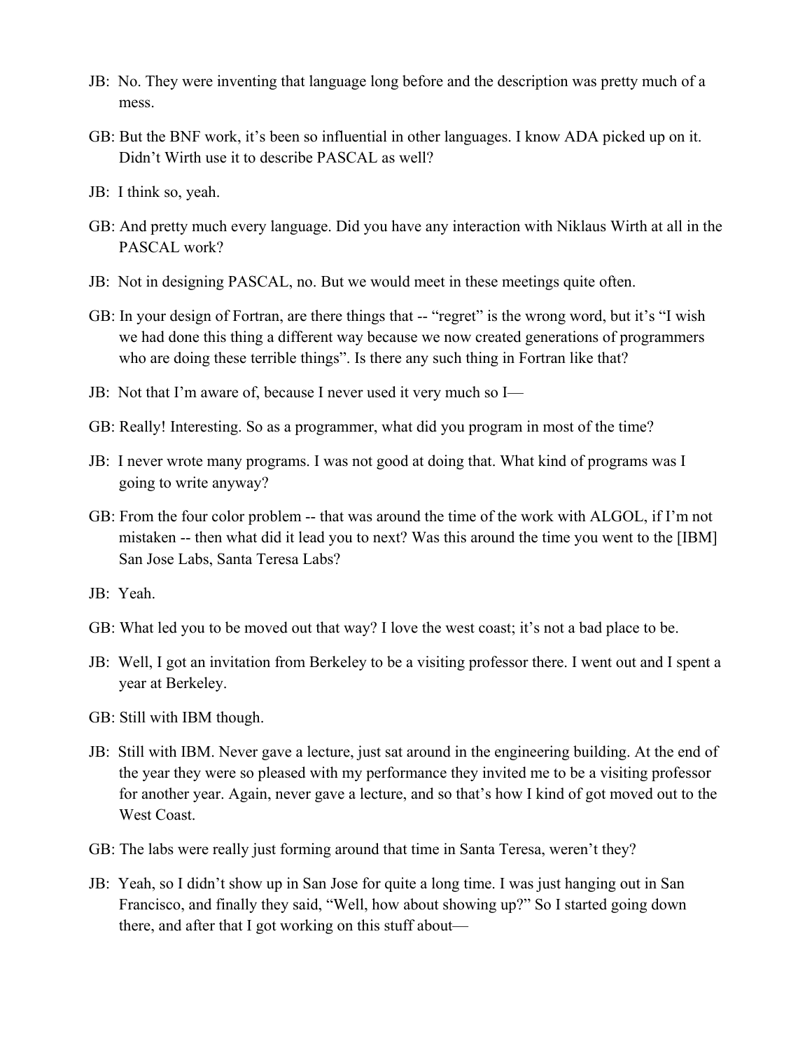JB: No. They were inventing that language long before and the description was pretty much of a mess.

GB: But the BNF work, it's been so influential in other languages. I know ADA picked up on it. Didn't Wirth use it to describe PASCAL as well?

JB: I think so, yeah.

GB: And pretty much every language. Did you have any interaction with Niklaus Wirth at all in the PASCAL work?

JB: Not in designing PASCAL, no. But we would meet in these meetings quite often.

GB: In your design of Fortran, are there things that -- "regret" is the wrong word, but it's "I wish we had done this thing a different way because we now created generations of programmers who are doing these terrible things". Is there any such thing in Fortran like that?

JB: Not that I'm aware of, because I never used it very much so I—

GB: Really! Interesting. So as a programmer, what did you program in most of the time?

JB: I never wrote many programs. I was not good at doing that. What kind of programs was I going to write anyway?

GB: From the four color problem -- that was around the time of the work with ALGOL, if I'm not mistaken -- then what did it lead you to next? Was this around the time you went to the [IBM] San Jose Labs, Santa Teresa Labs?

JB: Yeah.

GB: What led you to be moved out that way? I love the west coast; it's not a bad place to be.

JB: Well, I got an invitation from Berkeley to be a visiting professor there. I went out and I spent a year at Berkeley.

GB: Still with IBM though.

JB: Still with IBM. Never gave a lecture, just sat around in the engineering building. At the end of the year they were so pleased with my performance they invited me to be a visiting professor for another year. Again, never gave a lecture, and so that's how I kind of got moved out to the West Coast.

GB: The labs were really just forming around that time in Santa Teresa, weren't they?

JB: Yeah, so I didn't show up in San Jose for quite a long time. I was just hanging out in San Francisco, and finally they said, "Well, how about showing up?" So I started going down there, and after that I got working on this stuff about—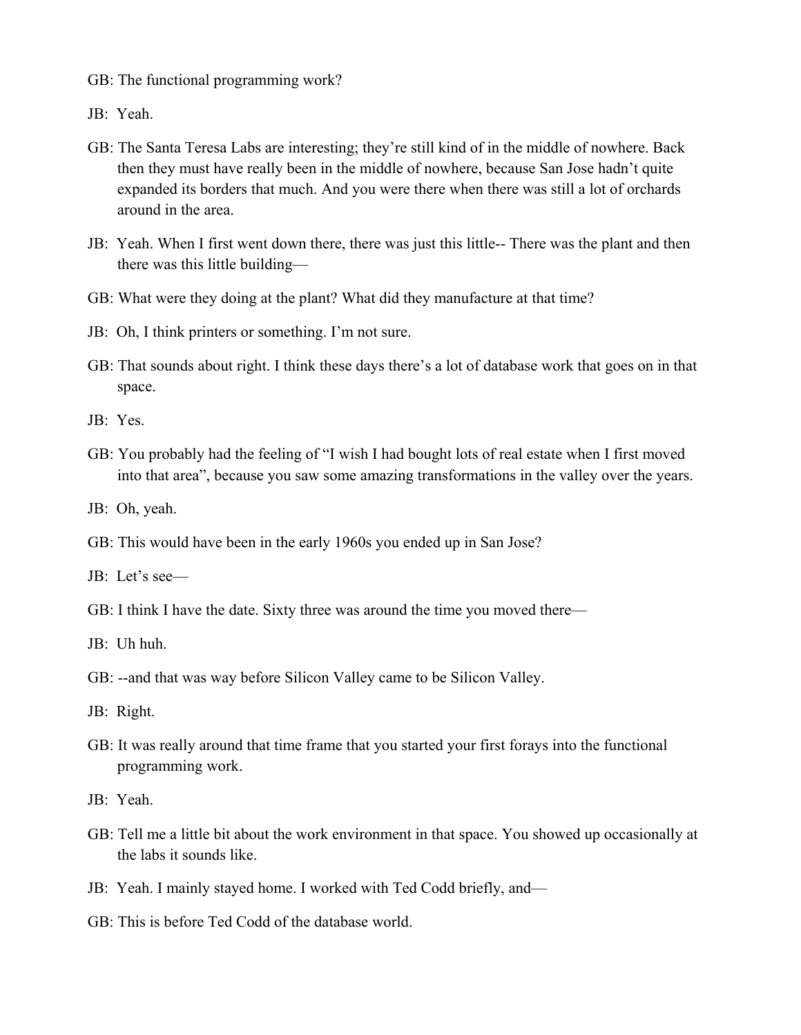GB: The functional programming work?

JB: Yeah.

GB: The Santa Teresa Labs are interesting; they're still kind of in the middle of nowhere. Back then they must have really been in the middle of nowhere, because San Jose hadn't quite expanded its borders that much. And you were there when there was still a lot of orchards around in the area.

JB: Yeah. When I first went down there, there was just this little-- There was the plant and then there was this little building—

GB: What were they doing at the plant? What did they manufacture at that time?

JB: Oh, I think printers or something. I'm not sure.

GB: That sounds about right. I think these days there's a lot of database work that goes on in that space.

JB: Yes.

GB: You probably had the feeling of "I wish I had bought lots of real estate when I first moved into that area", because you saw some amazing transformations in the valley over the years.

JB: Oh, yeah.

GB: This would have been in the early 1960s you ended up in San Jose?

JB: Let's see—

GB: I think I have the date. Sixty three was around the time you moved there—

JB: Uh huh.

GB: --and that was way before Silicon Valley came to be Silicon Valley.

JB: Right.

GB: It was really around that time frame that you started your first forays into the functional programming work.

JB: Yeah.

GB: Tell me a little bit about the work environment in that space. You showed up occasionally at the labs it sounds like.

JB: Yeah. I mainly stayed home. I worked with Ted Codd briefly, and—

GB: This is before Ted Codd of the database world.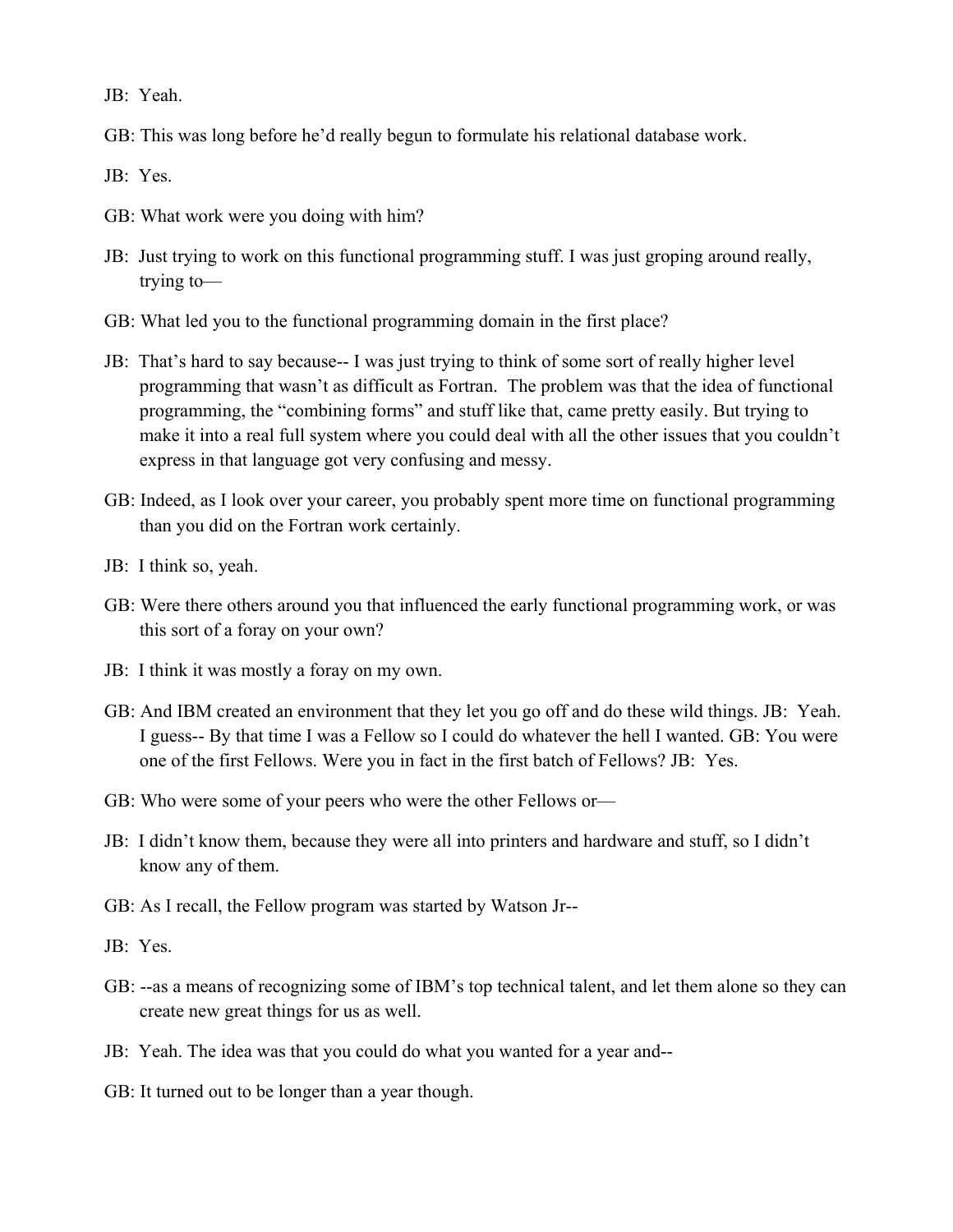JB: Yeah.

GB: This was long before he'd really begun to formulate his relational database work.

JB: Yes.

GB: What work were you doing with him?

JB: Just trying to work on this functional programming stuff. I was just groping around really, trying to—

GB: What led you to the functional programming domain in the first place?

JB: That's hard to say because-- I was just trying to think of some sort of really higher level programming that wasn't as difficult as Fortran. The problem was that the idea of functional programming, the "combining forms" and stuff like that, came pretty easily. But trying to make it into a real full system where you could deal with all the other issues that you couldn't express in that language got very confusing and messy.

GB: Indeed, as I look over your career, you probably spent more time on functional programming than you did on the Fortran work certainly.

JB: I think so, yeah.

GB: Were there others around you that influenced the early functional programming work, or was this sort of a foray on your own?

JB: I think it was mostly a foray on my own.

GB: And IBM created an environment that they let you go off and do these wild things. JB: Yeah. I guess-- By that time I was a Fellow so I could do whatever the hell I wanted. GB: You were one of the first Fellows. Were you in fact in the first batch of Fellows? JB: Yes.

GB: Who were some of your peers who were the other Fellows or—

JB: I didn't know them, because they were all into printers and hardware and stuff, so I didn't know any of them.

GB: As I recall, the Fellow program was started by Watson Jr--

JB: Yes.

GB: --as a means of recognizing some of IBM's top technical talent, and let them alone so they can create new great things for us as well.

JB: Yeah. The idea was that you could do what you wanted for a year and--

GB: It turned out to be longer than a year though.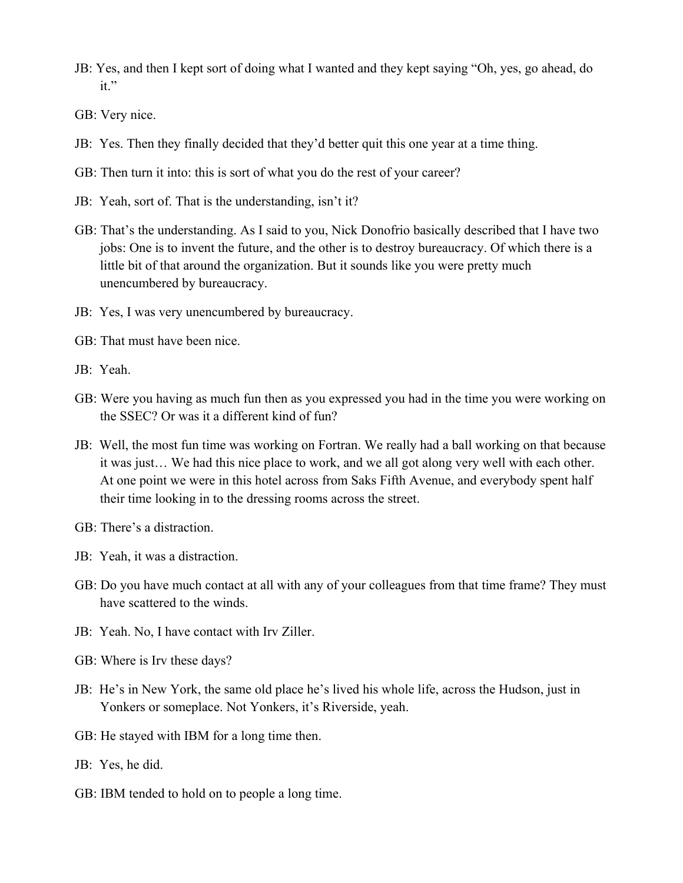JB: Yes, and then I kept sort of doing what I wanted and they kept saying "Oh, yes, go ahead, do it."

GB: Very nice.

JB: Yes. Then they finally decided that they'd better quit this one year at a time thing.

GB: Then turn it into: this is sort of what you do the rest of your career?

JB: Yeah, sort of. That is the understanding, isn't it?

GB: That's the understanding. As I said to you, Nick Donofrio basically described that I have two jobs: One is to invent the future, and the other is to destroy bureaucracy. Of which there is a little bit of that around the organization. But it sounds like you were pretty much unencumbered by bureaucracy.

JB: Yes, I was very unencumbered by bureaucracy.

GB: That must have been nice.

JB: Yeah.

GB: Were you having as much fun then as you expressed you had in the time you were working on the SSEC? Or was it a different kind of fun?

JB: Well, the most fun time was working on Fortran. We really had a ball working on that because it was just… We had this nice place to work, and we all got along very well with each other. At one point we were in this hotel across from Saks Fifth Avenue, and everybody spent half their time looking in to the dressing rooms across the street.

GB: There's a distraction.

JB: Yeah, it was a distraction.

GB: Do you have much contact at all with any of your colleagues from that time frame? They must have scattered to the winds.

JB: Yeah. No, I have contact with Irv Ziller.

GB: Where is Irv these days?

JB: He's in New York, the same old place he's lived his whole life, across the Hudson, just in Yonkers or someplace. Not Yonkers, it's Riverside, yeah.

GB: He stayed with IBM for a long time then.

JB: Yes, he did.

GB: IBM tended to hold on to people a long time.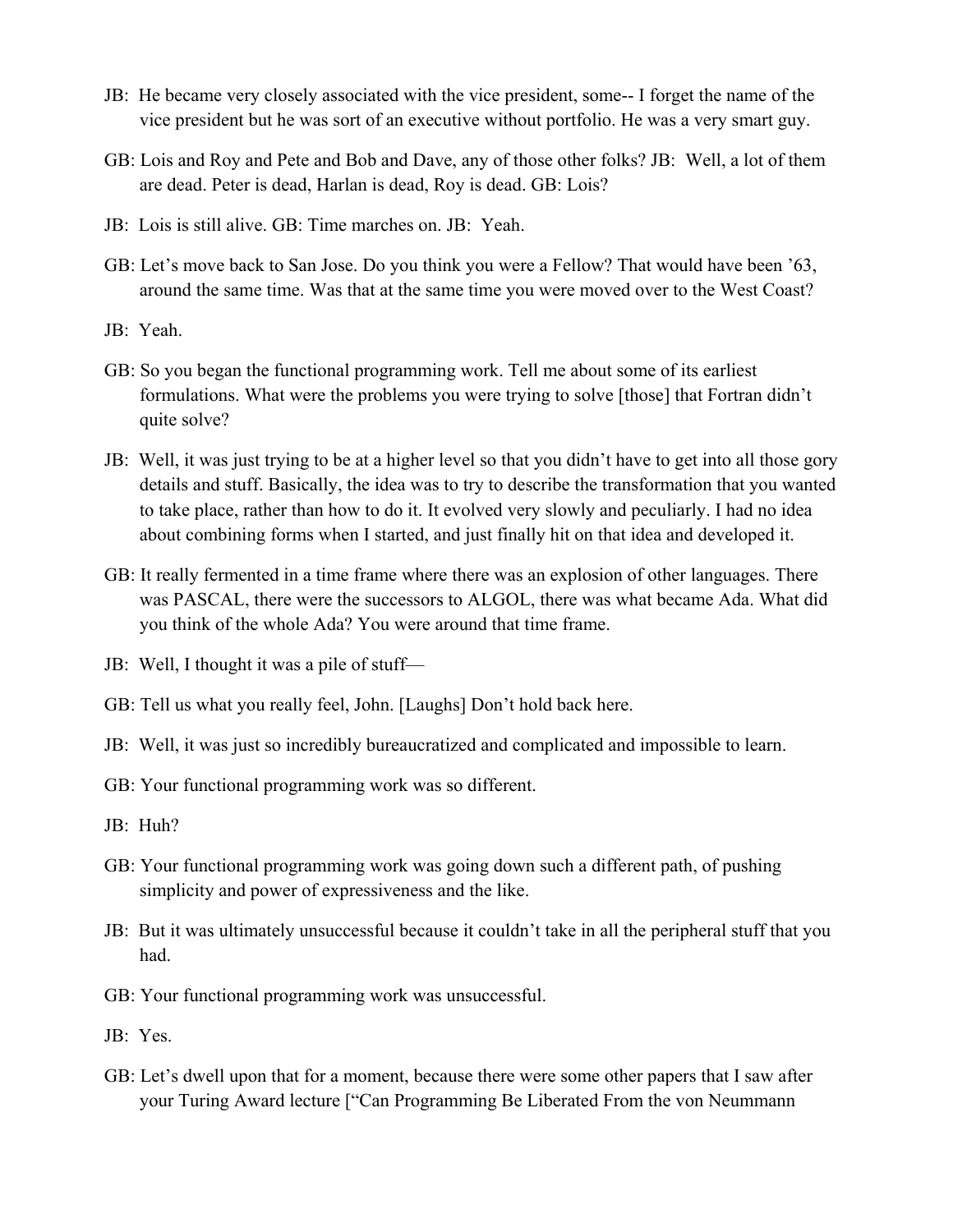JB: He became very closely associated with the vice president, some-- I forget the name of the vice president but he was sort of an executive without portfolio. He was a very smart guy.

GB: Lois and Roy and Pete and Bob and Dave, any of those other folks? JB: Well, a lot of them are dead. Peter is dead, Harlan is dead, Roy is dead. GB: Lois?

JB: Lois is still alive. GB: Time marches on. JB: Yeah.

GB: Let's move back to San Jose. Do you think you were a Fellow? That would have been '63, around the same time. Was that at the same time you were moved over to the West Coast?

JB: Yeah.

GB: So you began the functional programming work. Tell me about some of its earliest formulations. What were the problems you were trying to solve [those] that Fortran didn't quite solve?

JB: Well, it was just trying to be at a higher level so that you didn't have to get into all those gory details and stuff. Basically, the idea was to try to describe the transformation that you wanted to take place, rather than how to do it. It evolved very slowly and peculiarly. I had no idea about combining forms when I started, and just finally hit on that idea and developed it.

GB: It really fermented in a time frame where there was an explosion of other languages. There was PASCAL, there were the successors to ALGOL, there was what became Ada. What did you think of the whole Ada? You were around that time frame.

JB: Well, I thought it was a pile of stuff—

GB: Tell us what you really feel, John. [Laughs] Don't hold back here.

JB: Well, it was just so incredibly bureaucratized and complicated and impossible to learn.

GB: Your functional programming work was so different.

JB: Huh?

GB: Your functional programming work was going down such a different path, of pushing simplicity and power of expressiveness and the like.

JB: But it was ultimately unsuccessful because it couldn't take in all the peripheral stuff that you had.

GB: Your functional programming work was unsuccessful.

JB: Yes.

GB: Let's dwell upon that for a moment, because there were some other papers that I saw after your Turing Award lecture ["Can Programming Be Liberated From the von Neummann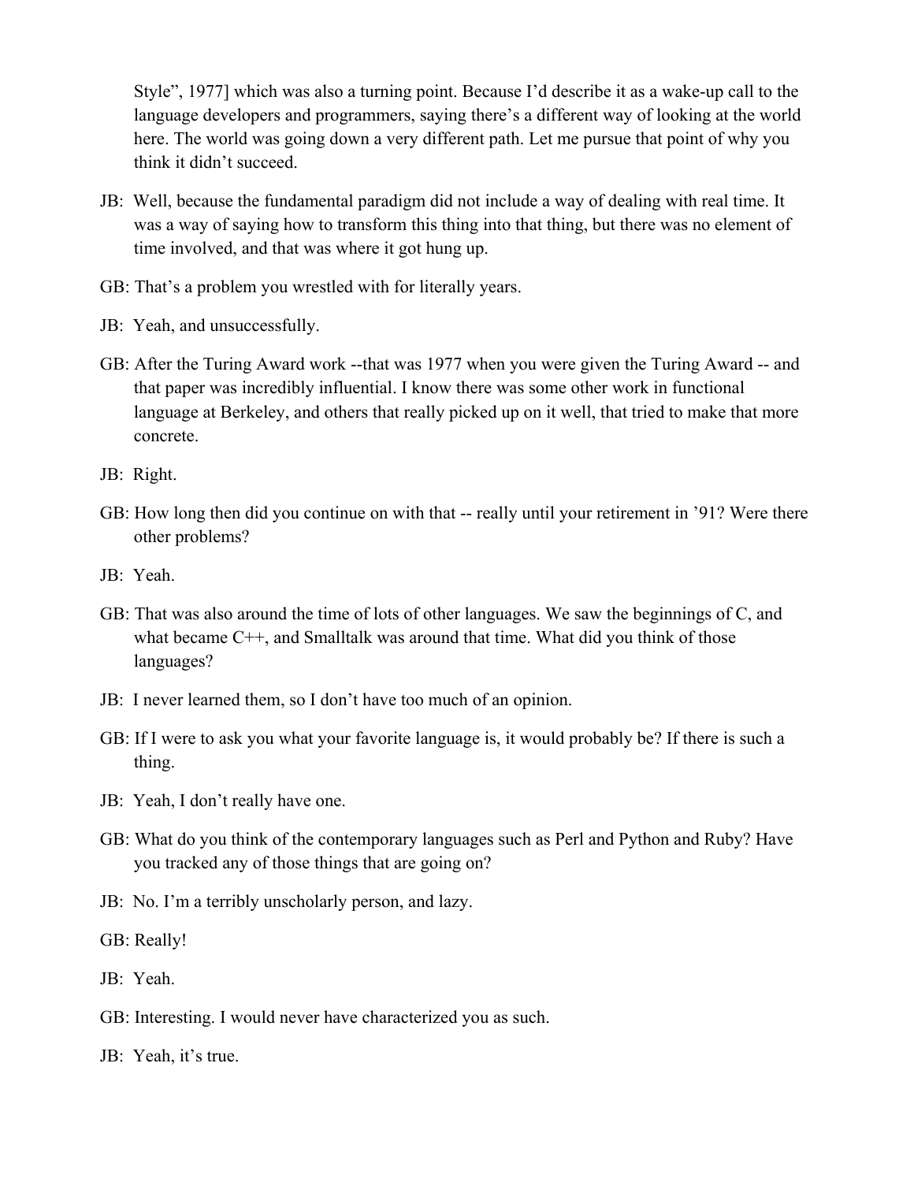Style", 1977] which was also a turning point. Because I'd describe it as a wake-up call to the language developers and programmers, saying there's a different way of looking at the world here. The world was going down a very different path. Let me pursue that point of why you think it didn't succeed.

JB: Well, because the fundamental paradigm did not include a way of dealing with real time. It was a way of saying how to transform this thing into that thing, but there was no element of time involved, and that was where it got hung up.

GB: That's a problem you wrestled with for literally years.

JB: Yeah, and unsuccessfully.

GB: After the Turing Award work --that was 1977 when you were given the Turing Award -- and that paper was incredibly influential. I know there was some other work in functional language at Berkeley, and others that really picked up on it well, that tried to make that more concrete.

JB: Right.

GB: How long then did you continue on with that -- really until your retirement in '91? Were there other problems?

JB: Yeah.

GB: That was also around the time of lots of other languages. We saw the beginnings of C, and what became C++, and Smalltalk was around that time. What did you think of those languages?

JB: I never learned them, so I don't have too much of an opinion.

GB: If I were to ask you what your favorite language is, it would probably be? If there is such a thing.

JB: Yeah, I don't really have one.

GB: What do you think of the contemporary languages such as Perl and Python and Ruby? Have you tracked any of those things that are going on?

JB: No. I'm a terribly unscholarly person, and lazy.

GB: Really!

JB: Yeah.

GB: Interesting. I would never have characterized you as such.

JB: Yeah, it's true.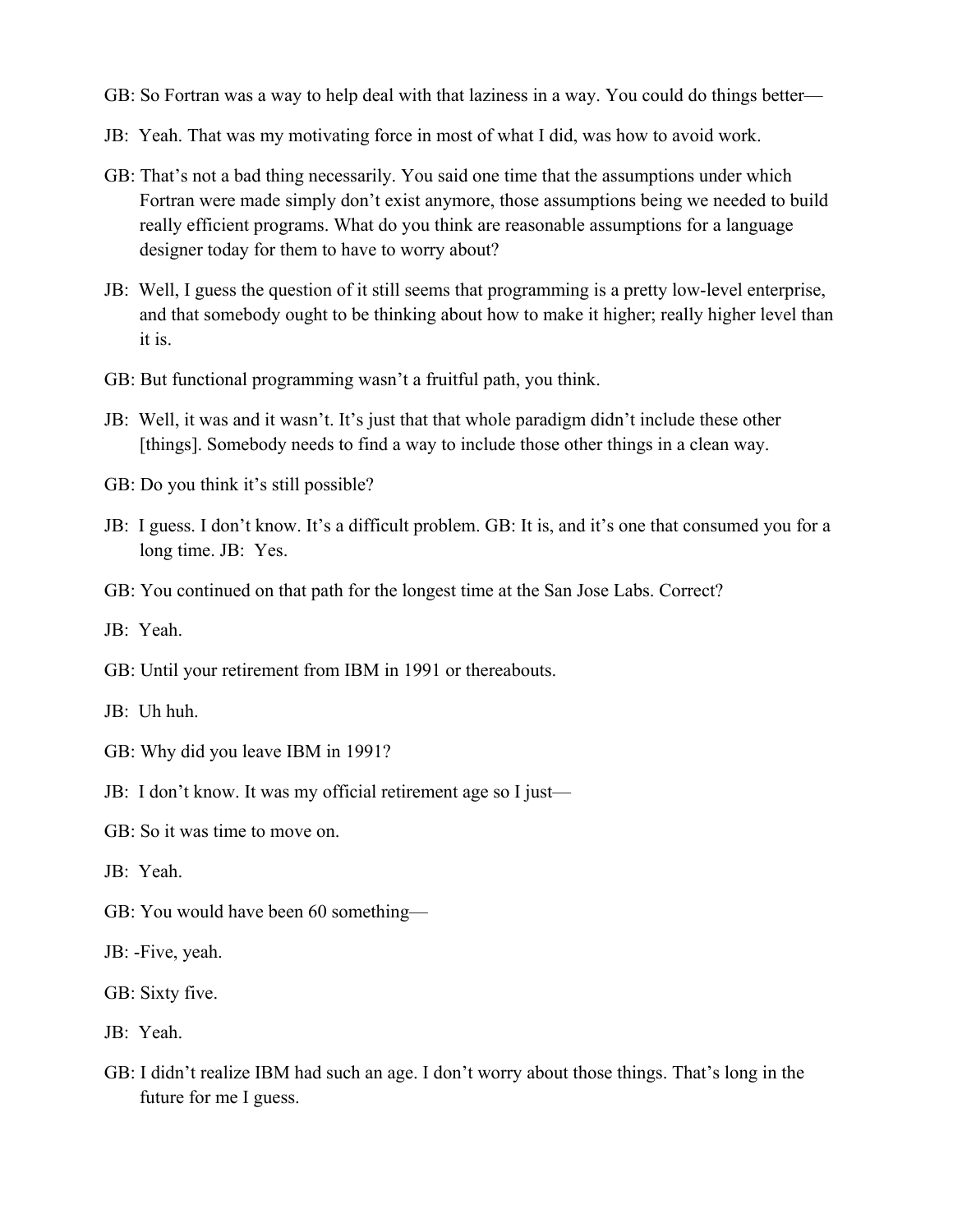GB: So Fortran was a way to help deal with that laziness in a way. You could do things better—

JB: Yeah. That was my motivating force in most of what I did, was how to avoid work.

GB: That's not a bad thing necessarily. You said one time that the assumptions under which Fortran were made simply don't exist anymore, those assumptions being we needed to build really efficient programs. What do you think are reasonable assumptions for a language designer today for them to have to worry about?

JB: Well, I guess the question of it still seems that programming is a pretty low-level enterprise, and that somebody ought to be thinking about how to make it higher; really higher level than it is.

GB: But functional programming wasn't a fruitful path, you think.

JB: Well, it was and it wasn't. It's just that that whole paradigm didn't include these other [things]. Somebody needs to find a way to include those other things in a clean way.

GB: Do you think it's still possible?

JB: I guess. I don't know. It's a difficult problem. GB: It is, and it's one that consumed you for a long time. JB: Yes.

GB: You continued on that path for the longest time at the San Jose Labs. Correct?

JB: Yeah.

GB: Until your retirement from IBM in 1991 or thereabouts.

JB: Uh huh.

GB: Why did you leave IBM in 1991?

JB: I don't know. It was my official retirement age so I just—

GB: So it was time to move on.

JB: Yeah.

GB: You would have been 60 something—

JB: -Five, yeah.

GB: Sixty five.

JB: Yeah.

GB: I didn't realize IBM had such an age. I don't worry about those things. That's long in the future for me I guess.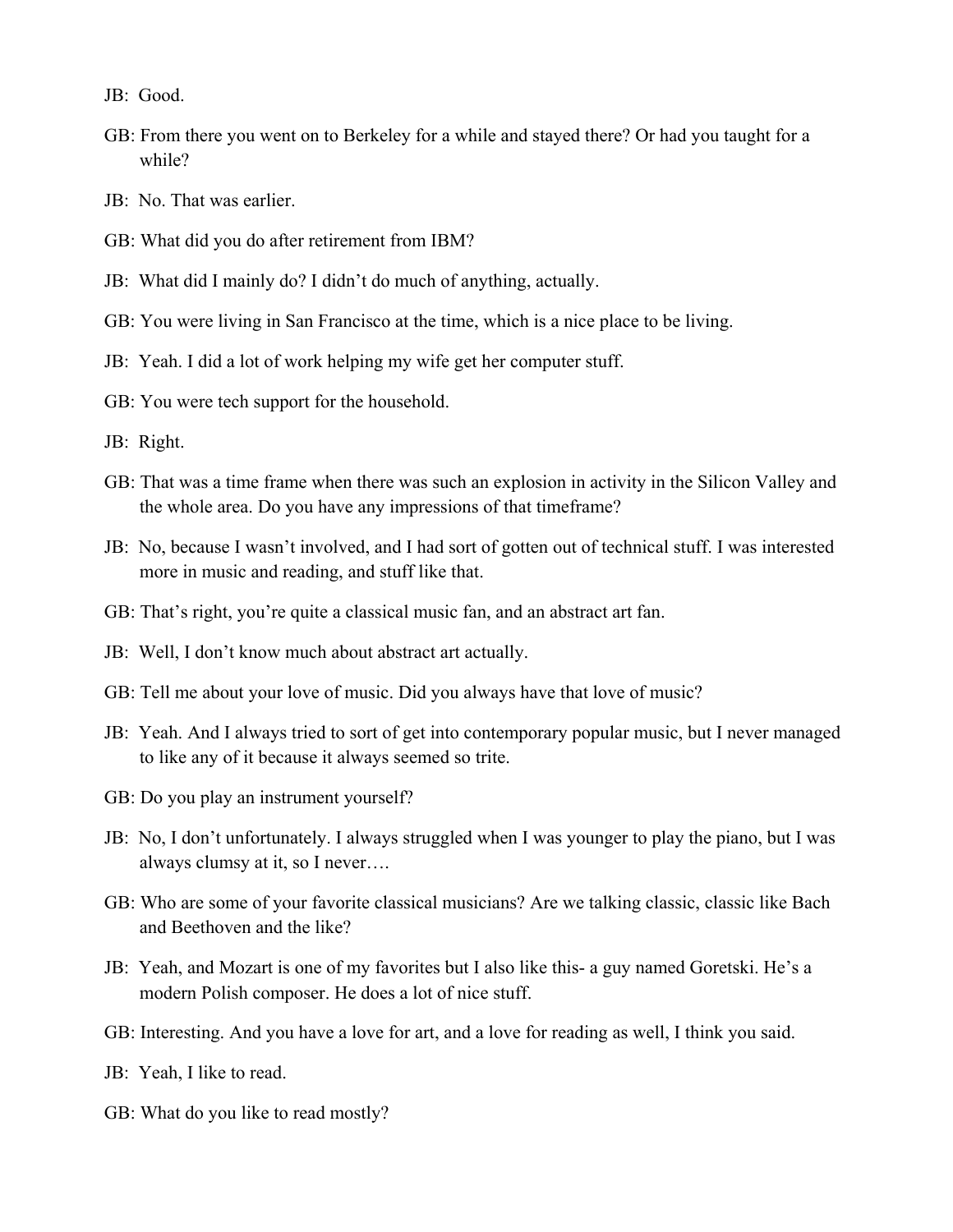JB: Good.

GB: From there you went on to Berkeley for a while and stayed there? Or had you taught for a while?

JB: No. That was earlier.

GB: What did you do after retirement from IBM?

JB: What did I mainly do? I didn't do much of anything, actually.

GB: You were living in San Francisco at the time, which is a nice place to be living.

JB: Yeah. I did a lot of work helping my wife get her computer stuff.

GB: You were tech support for the household.

JB: Right.

GB: That was a time frame when there was such an explosion in activity in the Silicon Valley and the whole area. Do you have any impressions of that timeframe?

JB: No, because I wasn't involved, and I had sort of gotten out of technical stuff. I was interested more in music and reading, and stuff like that.

GB: That's right, you're quite a classical music fan, and an abstract art fan.

JB: Well, I don't know much about abstract art actually.

GB: Tell me about your love of music. Did you always have that love of music?

JB: Yeah. And I always tried to sort of get into contemporary popular music, but I never managed to like any of it because it always seemed so trite.

GB: Do you play an instrument yourself?

JB: No, I don't unfortunately. I always struggled when I was younger to play the piano, but I was always clumsy at it, so I never….

GB: Who are some of your favorite classical musicians? Are we talking classic, classic like Bach and Beethoven and the like?

JB: Yeah, and Mozart is one of my favorites but I also like this- a guy named Goretski. He's a modern Polish composer. He does a lot of nice stuff.

GB: Interesting. And you have a love for art, and a love for reading as well, I think you said.

JB: Yeah, I like to read.

GB: What do you like to read mostly?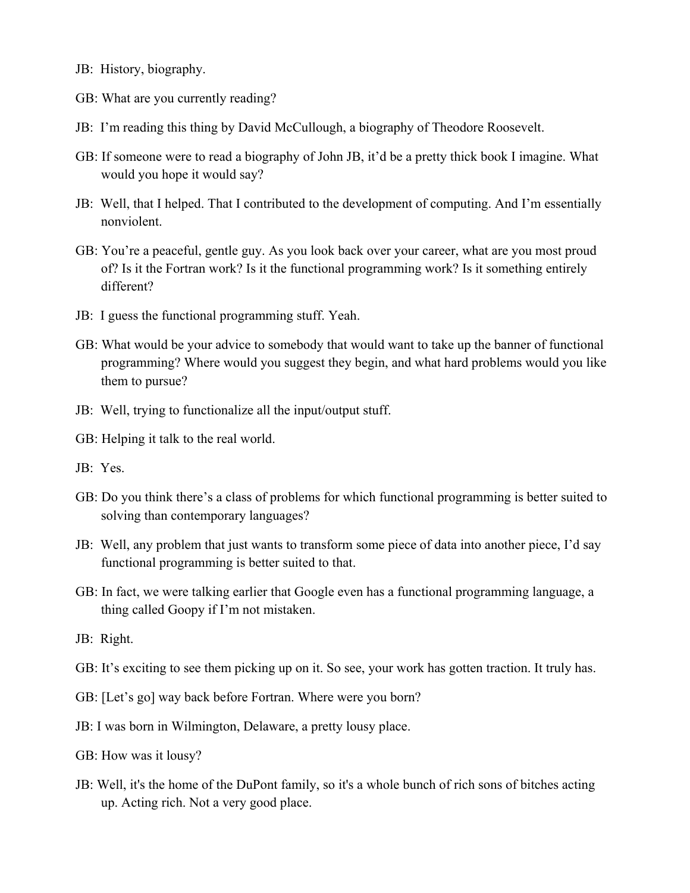JB: History, biography.

GB: What are you currently reading?

JB: I'm reading this thing by David McCullough, a biography of Theodore Roosevelt.

GB: If someone were to read a biography of John JB, it'd be a pretty thick book I imagine. What would you hope it would say?

JB: Well, that I helped. That I contributed to the development of computing. And I'm essentially nonviolent.

GB: You're a peaceful, gentle guy. As you look back over your career, what are you most proud of? Is it the Fortran work? Is it the functional programming work? Is it something entirely different?

JB: I guess the functional programming stuff. Yeah.

GB: What would be your advice to somebody that would want to take up the banner of functional programming? Where would you suggest they begin, and what hard problems would you like them to pursue?

JB: Well, trying to functionalize all the input/output stuff.

GB: Helping it talk to the real world.

JB: Yes.

GB: Do you think there's a class of problems for which functional programming is better suited to solving than contemporary languages?

JB: Well, any problem that just wants to transform some piece of data into another piece, I'd say functional programming is better suited to that.

GB: In fact, we were talking earlier that Google even has a functional programming language, a thing called Goopy if I'm not mistaken.

JB: Right.

GB: It's exciting to see them picking up on it. So see, your work has gotten traction. It truly has.

GB: [Let's go] way back before Fortran. Where were you born?

JB: I was born in Wilmington, Delaware, a pretty lousy place.

GB: How was it lousy?

JB: Well, it's the home of the DuPont family, so it's a whole bunch of rich sons of bitches acting up. Acting rich. Not a very good place.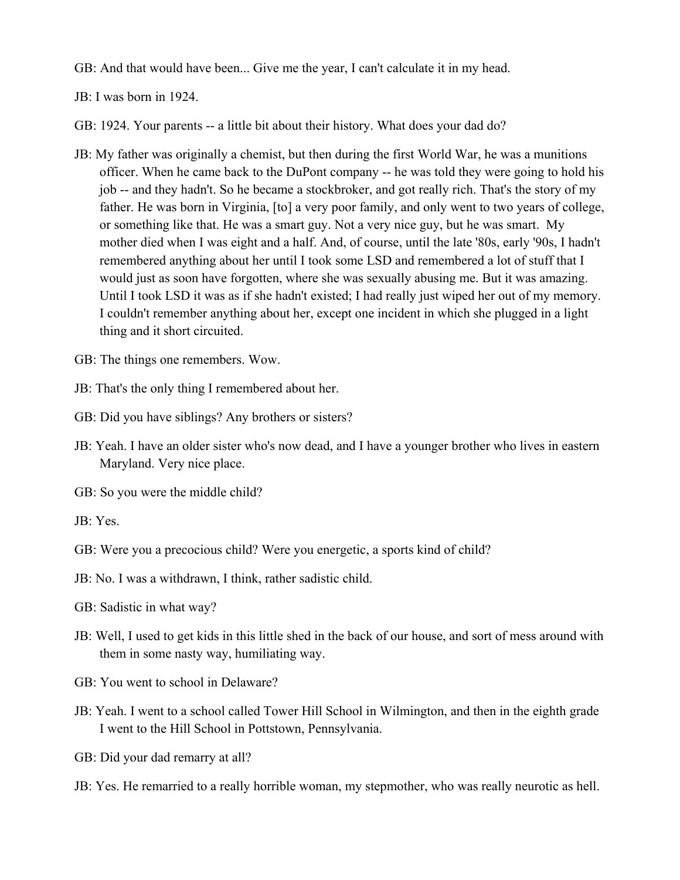GB: And that would have been... Give me the year, I can't calculate it in my head.

JB: I was born in 1924.

GB: 1924. Your parents -- a little bit about their history. What does your dad do?

JB: My father was originally a chemist, but then during the first World War, he was a munitions officer. When he came back to the DuPont company -- he was told they were going to hold his job -- and they hadn't. So he became a stockbroker, and got really rich. That's the story of my father. He was born in Virginia, [to] a very poor family, and only went to two years of college, or something like that. He was a smart guy. Not a very nice guy, but he was smart. My mother died when I was eight and a half. And, of course, until the late '80s, early '90s, I hadn't remembered anything about her until I took some LSD and remembered a lot of stuff that I would just as soon have forgotten, where she was sexually abusing me. But it was amazing. Until I took LSD it was as if she hadn't existed; I had really just wiped her out of my memory. I couldn't remember anything about her, except one incident in which she plugged in a light thing and it short circuited.

GB: The things one remembers. Wow.

JB: That's the only thing I remembered about her.

GB: Did you have siblings? Any brothers or sisters?

JB: Yeah. I have an older sister who's now dead, and I have a younger brother who lives in eastern Maryland. Very nice place.

GB: So you were the middle child?

JB: Yes.

GB: Were you a precocious child? Were you energetic, a sports kind of child?

JB: No. I was a withdrawn, I think, rather sadistic child.

GB: Sadistic in what way?

JB: Well, I used to get kids in this little shed in the back of our house, and sort of mess around with them in some nasty way, humiliating way.

GB: You went to school in Delaware?

JB: Yeah. I went to a school called Tower Hill School in Wilmington, and then in the eighth grade I went to the Hill School in Pottstown, Pennsylvania.

GB: Did your dad remarry at all?

JB: Yes. He remarried to a really horrible woman, my stepmother, who was really neurotic as hell.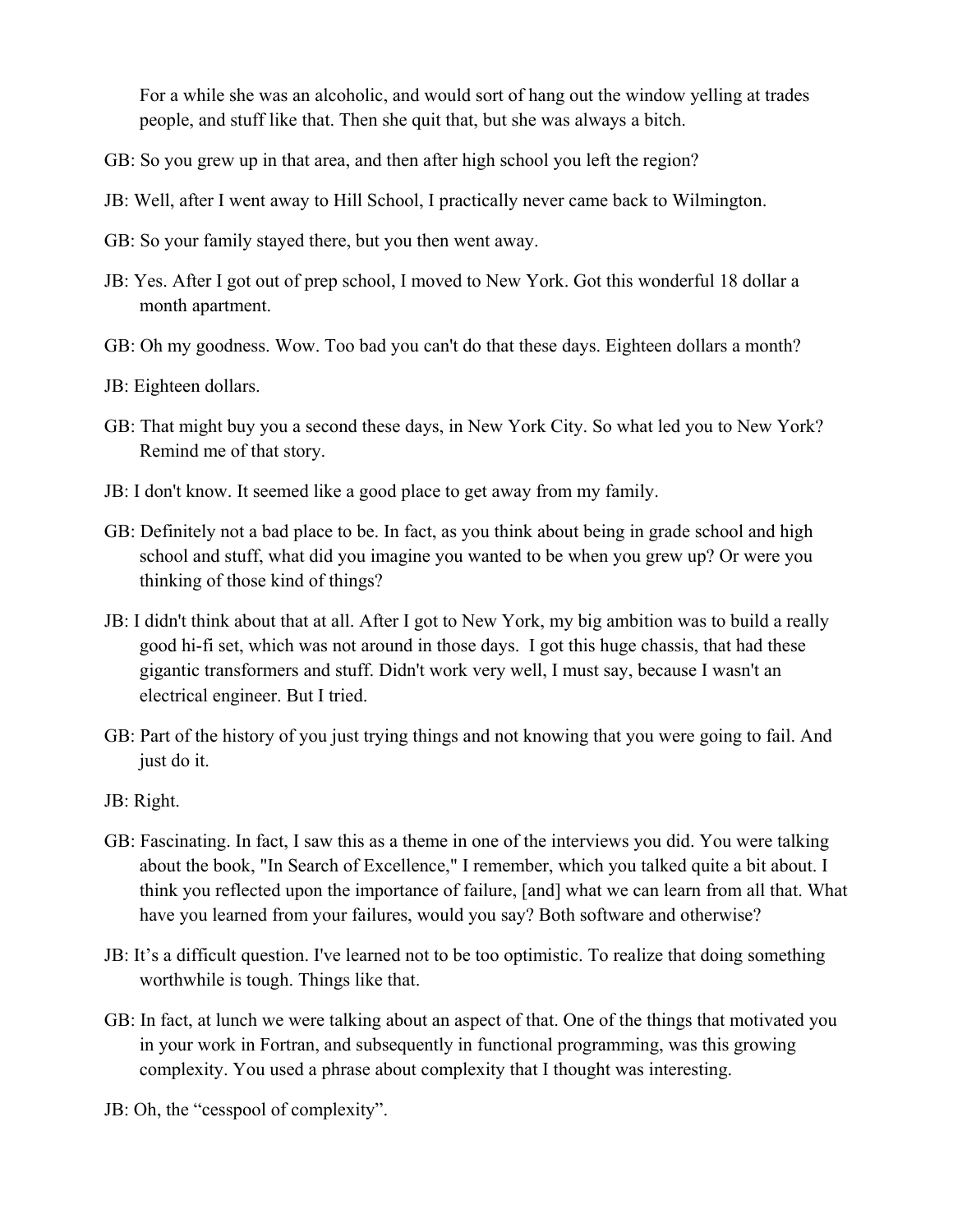For a while she was an alcoholic, and would sort of hang out the window yelling at trades people, and stuff like that. Then she quit that, but she was always a bitch.

GB: So you grew up in that area, and then after high school you left the region?

JB: Well, after I went away to Hill School, I practically never came back to Wilmington.

GB: So your family stayed there, but you then went away.

JB: Yes. After I got out of prep school, I moved to New York. Got this wonderful 18 dollar a month apartment.

GB: Oh my goodness. Wow. Too bad you can't do that these days. Eighteen dollars a month?

JB: Eighteen dollars.

GB: That might buy you a second these days, in New York City. So what led you to New York? Remind me of that story.

JB: I don't know. It seemed like a good place to get away from my family.

GB: Definitely not a bad place to be. In fact, as you think about being in grade school and high school and stuff, what did you imagine you wanted to be when you grew up? Or were you thinking of those kind of things?

JB: I didn't think about that at all. After I got to New York, my big ambition was to build a really good hi-fi set, which was not around in those days. I got this huge chassis, that had these gigantic transformers and stuff. Didn't work very well, I must say, because I wasn't an electrical engineer. But I tried.

GB: Part of the history of you just trying things and not knowing that you were going to fail. And just do it.

JB: Right.

GB: Fascinating. In fact, I saw this as a theme in one of the interviews you did. You were talking about the book, "In Search of Excellence," I remember, which you talked quite a bit about. I think you reflected upon the importance of failure, [and] what we can learn from all that. What have you learned from your failures, would you say? Both software and otherwise?

JB: It's a difficult question. I've learned not to be too optimistic. To realize that doing something worthwhile is tough. Things like that.

GB: In fact, at lunch we were talking about an aspect of that. One of the things that motivated you in your work in Fortran, and subsequently in functional programming, was this growing complexity. You used a phrase about complexity that I thought was interesting.

JB: Oh, the "cesspool of complexity".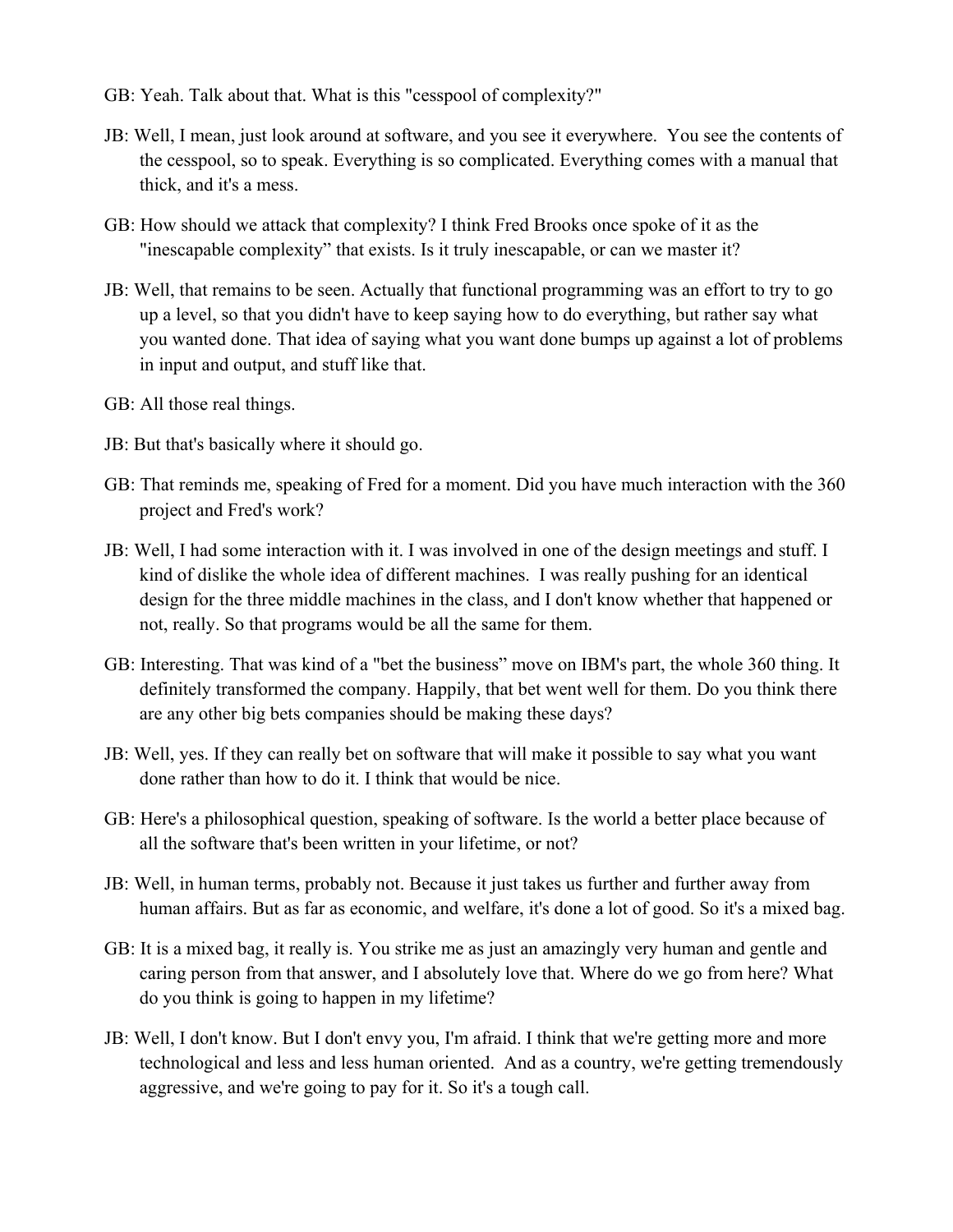GB: Yeah. Talk about that. What is this "cesspool of complexity?"

JB: Well, I mean, just look around at software, and you see it everywhere. You see the contents of the cesspool, so to speak. Everything is so complicated. Everything comes with a manual that thick, and it's a mess.

GB: How should we attack that complexity? I think Fred Brooks once spoke of it as the "inescapable complexity" that exists. Is it truly inescapable, or can we master it?

JB: Well, that remains to be seen. Actually that functional programming was an effort to try to go up a level, so that you didn't have to keep saying how to do everything, but rather say what you wanted done. That idea of saying what you want done bumps up against a lot of problems in input and output, and stuff like that.

GB: All those real things.

JB: But that's basically where it should go.

GB: That reminds me, speaking of Fred for a moment. Did you have much interaction with the 360 project and Fred's work?

JB: Well, I had some interaction with it. I was involved in one of the design meetings and stuff. I kind of dislike the whole idea of different machines. I was really pushing for an identical design for the three middle machines in the class, and I don't know whether that happened or not, really. So that programs would be all the same for them.

GB: Interesting. That was kind of a "bet the business" move on IBM's part, the whole 360 thing. It definitely transformed the company. Happily, that bet went well for them. Do you think there are any other big bets companies should be making these days?

JB: Well, yes. If they can really bet on software that will make it possible to say what you want done rather than how to do it. I think that would be nice.

GB: Here's a philosophical question, speaking of software. Is the world a better place because of all the software that's been written in your lifetime, or not?

JB: Well, in human terms, probably not. Because it just takes us further and further away from human affairs. But as far as economic, and welfare, it's done a lot of good. So it's a mixed bag.

GB: It is a mixed bag, it really is. You strike me as just an amazingly very human and gentle and caring person from that answer, and I absolutely love that. Where do we go from here? What do you think is going to happen in my lifetime?

JB: Well, I don't know. But I don't envy you, I'm afraid. I think that we're getting more and more technological and less and less human oriented. And as a country, we're getting tremendously aggressive, and we're going to pay for it. So it's a tough call.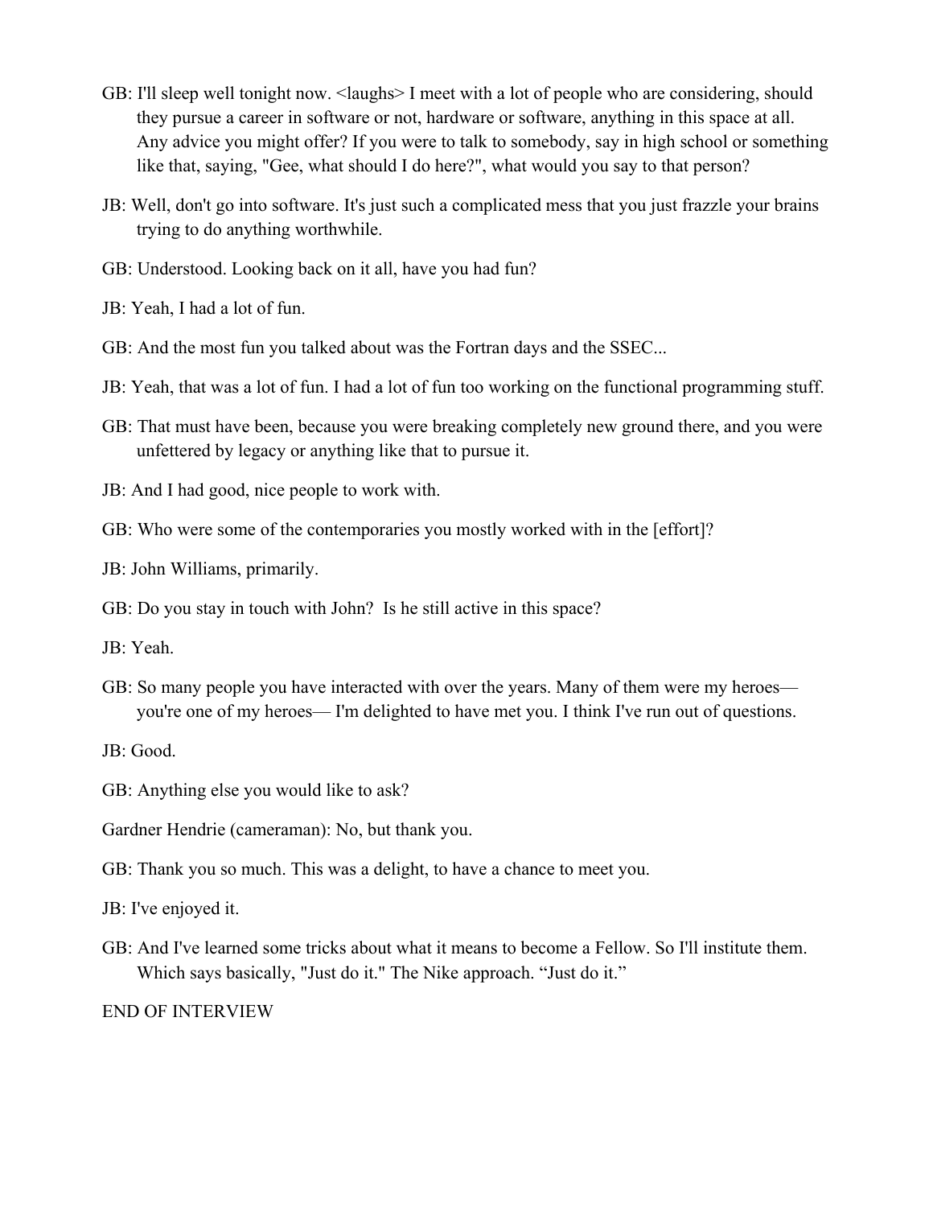GB: I'll sleep well tonight now. <laughs> I meet with a lot of people who are considering, should they pursue a career in software or not, hardware or software, anything in this space at all. Any advice you might offer? If you were to talk to somebody, say in high school or something like that, saying, "Gee, what should I do here?", what would you say to that person?

JB: Well, don't go into software. It's just such a complicated mess that you just frazzle your brains trying to do anything worthwhile.

GB: Understood. Looking back on it all, have you had fun?

JB: Yeah, I had a lot of fun.

GB: And the most fun you talked about was the Fortran days and the SSEC...

JB: Yeah, that was a lot of fun. I had a lot of fun too working on the functional programming stuff.

GB: That must have been, because you were breaking completely new ground there, and you were unfettered by legacy or anything like that to pursue it.

JB: And I had good, nice people to work with.

GB: Who were some of the contemporaries you mostly worked with in the [effort]?

JB: John Williams, primarily.

GB: Do you stay in touch with John? Is he still active in this space?

JB: Yeah.

GB: So many people you have interacted with over the years. Many of them were my heroes— you're one of my heroes— I'm delighted to have met you. I think I've run out of questions.

JB: Good.

GB: Anything else you would like to ask?

Gardner Hendrie (cameraman): No, but thank you.

GB: Thank you so much. This was a delight, to have a chance to meet you.

JB: I've enjoyed it.

GB: And I've learned some tricks about what it means to become a Fellow. So I'll institute them. Which says basically, "Just do it." The Nike approach. "Just do it."

END OF INTERVIEW